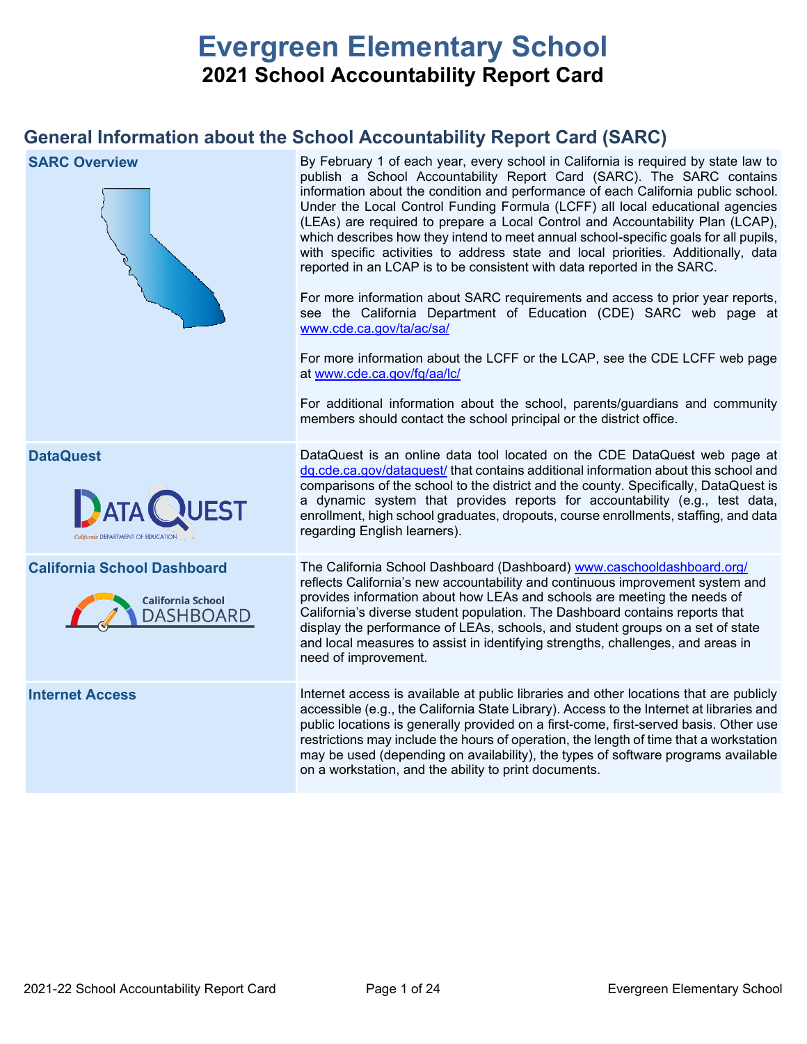# Evergreen Elementary School

## 2021 School Accountability Report Card

## General Information about the School Accountability Report Card (SARC)

| | |
|---|---|
| **SARC Overview** | By February 1 of each year, every school in California is required by state law to publish a School Accountability Report Card (SARC). The SARC contains information about the condition and performance of each California public school. Under the Local Control Funding Formula (LCFF) all local educational agencies (LEAs) are required to prepare a Local Control and Accountability Plan (LCAP), which describes how they intend to meet annual school-specific goals for all pupils, with specific activities to address state and local priorities. Additionally, data reported in an LCAP is to be consistent with data reported in the SARC.<br><br>For more information about SARC requirements and access to prior year reports, see the California Department of Education (CDE) SARC web page at www.cde.ca.gov/ta/ac/sa/<br><br>For more information about the LCFF or the LCAP, see the CDE LCFF web page at www.cde.ca.gov/fg/aa/lc/<br><br>For additional information about the school, parents/guardians and community members should contact the school principal or the district office. |
| **DataQuest** | DataQuest is an online data tool located on the CDE DataQuest web page at dq.cde.ca.gov/dataquest/ that contains additional information about this school and comparisons of the school to the district and the county. Specifically, DataQuest is a dynamic system that provides reports for accountability (e.g., test data, enrollment, high school graduates, dropouts, course enrollments, staffing, and data regarding English learners). |
| **California School Dashboard** | The California School Dashboard (Dashboard) www.caschooldashboard.org/ reflects California's new accountability and continuous improvement system and provides information about how LEAs and schools are meeting the needs of California's diverse student population. The Dashboard contains reports that display the performance of LEAs, schools, and student groups on a set of state and local measures to assist in identifying strengths, challenges, and areas in need of improvement. |
| **Internet Access** | Internet access is available at public libraries and other locations that are publicly accessible (e.g., the California State Library). Access to the Internet at libraries and public locations is generally provided on a first-come, first-served basis. Other use restrictions may include the hours of operation, the length of time that a workstation may be used (depending on availability), the types of software programs available on a workstation, and the ability to print documents. |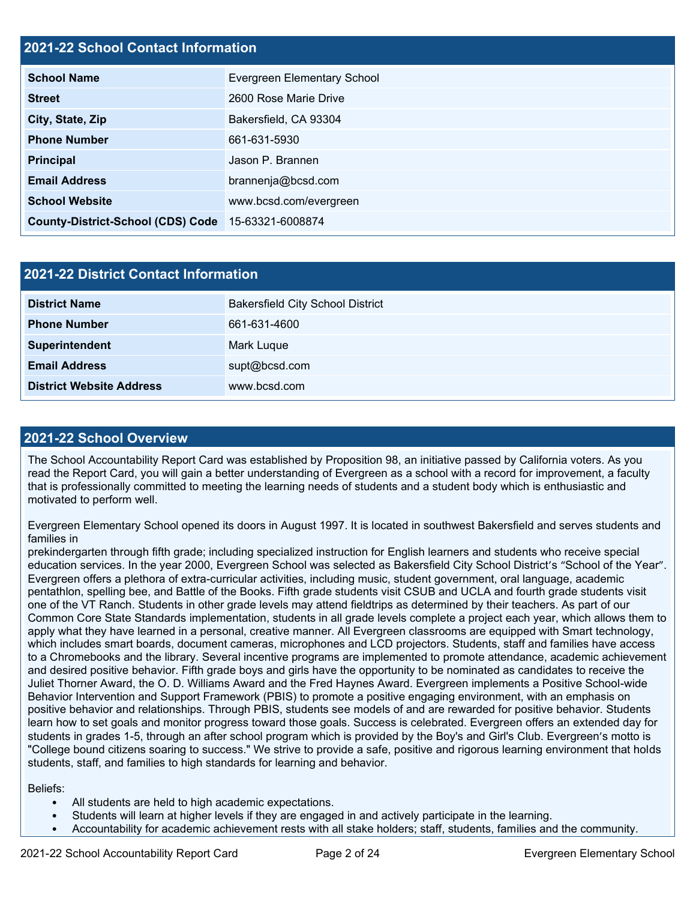## 2021-22 School Contact Information

| | |
|---|---|
| **School Name** | Evergreen Elementary School |
| **Street** | 2600 Rose Marie Drive |
| **City, State, Zip** | Bakersfield, CA 93304 |
| **Phone Number** | 661-631-5930 |
| **Principal** | Jason P. Brannen |
| **Email Address** | brannenja@bcsd.com |
| **School Website** | www.bcsd.com/evergreen |
| **County-District-School (CDS) Code** | 15-63321-6008874 |

## 2021-22 District Contact Information

| | |
|---|---|
| **District Name** | Bakersfield City School District |
| **Phone Number** | 661-631-4600 |
| **Superintendent** | Mark Luque |
| **Email Address** | supt@bcsd.com |
| **District Website Address** | www.bcsd.com |

## 2021-22 School Overview

The School Accountability Report Card was established by Proposition 98, an initiative passed by California voters. As you read the Report Card, you will gain a better understanding of Evergreen as a school with a record for improvement, a faculty that is professionally committed to meeting the learning needs of students and a student body which is enthusiastic and motivated to perform well.

Evergreen Elementary School opened its doors in August 1997. It is located in southwest Bakersfield and serves students and families in
prekindergarten through fifth grade; including specialized instruction for English learners and students who receive special education services. In the year 2000, Evergreen School was selected as Bakersfield City School District's "School of the Year". Evergreen offers a plethora of extra-curricular activities, including music, student government, oral language, academic pentathlon, spelling bee, and Battle of the Books. Fifth grade students visit CSUB and UCLA and fourth grade students visit one of the VT Ranch. Students in other grade levels may attend fieldtrips as determined by their teachers. As part of our Common Core State Standards implementation, students in all grade levels complete a project each year, which allows them to apply what they have learned in a personal, creative manner. All Evergreen classrooms are equipped with Smart technology, which includes smart boards, document cameras, microphones and LCD projectors. Students, staff and families have access to a Chromebooks and the library. Several incentive programs are implemented to promote attendance, academic achievement and desired positive behavior. Fifth grade boys and girls have the opportunity to be nominated as candidates to receive the Juliet Thorner Award, the O. D. Williams Award and the Fred Haynes Award. Evergreen implements a Positive School-wide Behavior Intervention and Support Framework (PBIS) to promote a positive engaging environment, with an emphasis on positive behavior and relationships. Through PBIS, students see models of and are rewarded for positive behavior. Students learn how to set goals and monitor progress toward those goals. Success is celebrated. Evergreen offers an extended day for students in grades 1-5, through an after school program which is provided by the Boy's and Girl's Club. Evergreen's motto is "College bound citizens soaring to success." We strive to provide a safe, positive and rigorous learning environment that holds students, staff, and families to high standards for learning and behavior.

Beliefs:

- All students are held to high academic expectations.
- Students will learn at higher levels if they are engaged in and actively participate in the learning.
- Accountability for academic achievement rests with all stake holders; staff, students, families and the community.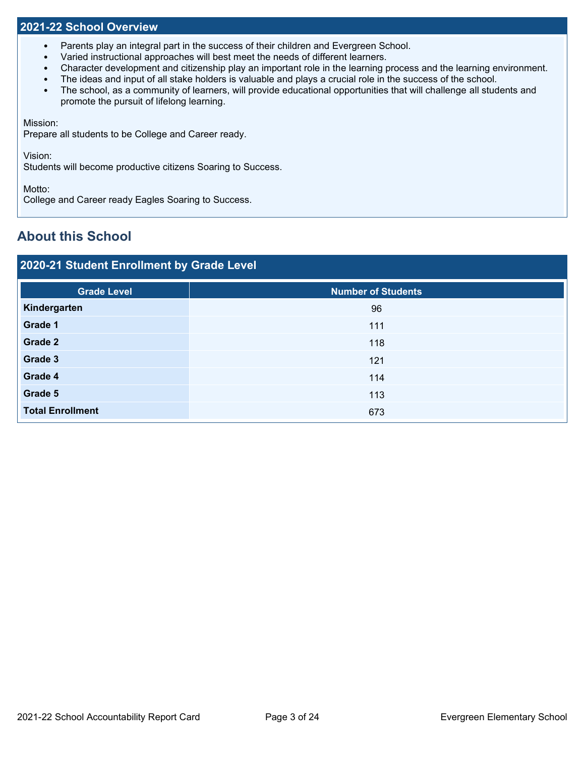## 2021-22 School Overview

- Parents play an integral part in the success of their children and Evergreen School.
- Varied instructional approaches will best meet the needs of different learners.
- Character development and citizenship play an important role in the learning process and the learning environment.
- The ideas and input of all stake holders is valuable and plays a crucial role in the success of the school.
- The school, as a community of learners, will provide educational opportunities that will challenge all students and promote the pursuit of lifelong learning.

Mission:
Prepare all students to be College and Career ready.

Vision:
Students will become productive citizens Soaring to Success.

Motto:
College and Career ready Eagles Soaring to Success.

# About this School

## 2020-21 Student Enrollment by Grade Level

| Grade Level | Number of Students |
|---|---|
| **Kindergarten** | 96 |
| **Grade 1** | 111 |
| **Grade 2** | 118 |
| **Grade 3** | 121 |
| **Grade 4** | 114 |
| **Grade 5** | 113 |
| **Total Enrollment** | 673 |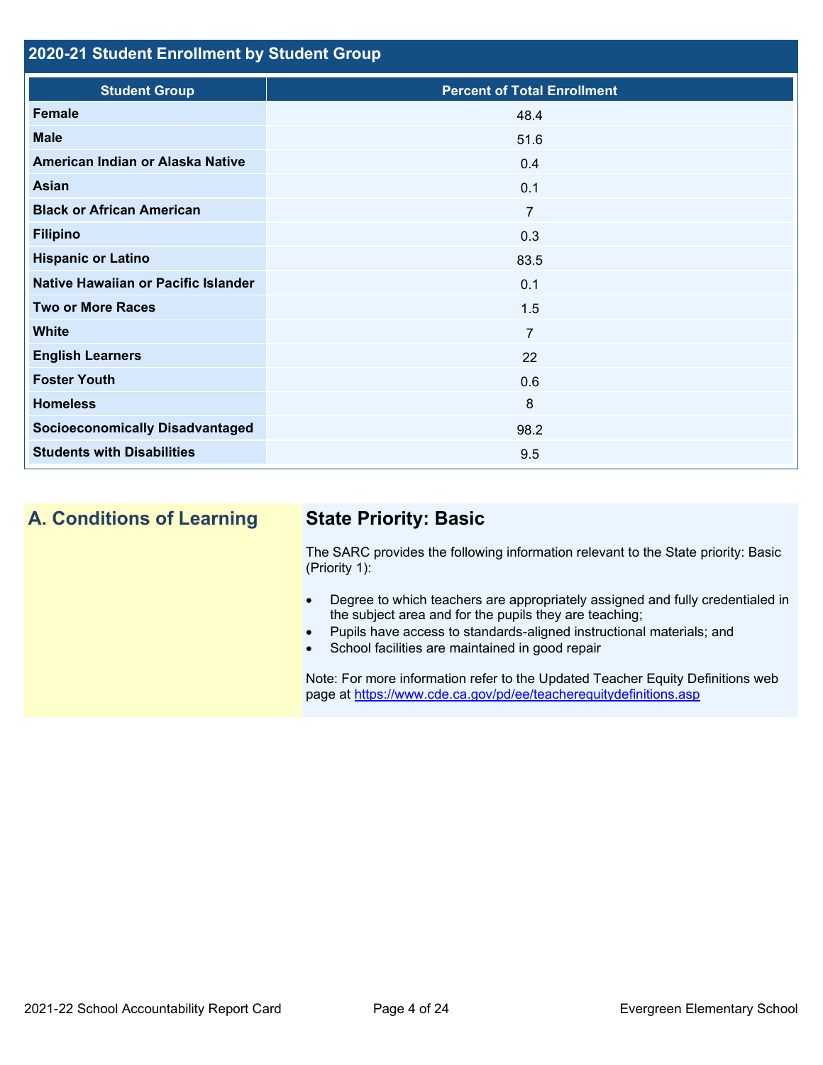## 2020-21 Student Enrollment by Student Group

| Student Group | Percent of Total Enrollment |
|---|---|
| **Female** | 48.4 |
| **Male** | 51.6 |
| **American Indian or Alaska Native** | 0.4 |
| **Asian** | 0.1 |
| **Black or African American** | 7 |
| **Filipino** | 0.3 |
| **Hispanic or Latino** | 83.5 |
| **Native Hawaiian or Pacific Islander** | 0.1 |
| **Two or More Races** | 1.5 |
| **White** | 7 |
| **English Learners** | 22 |
| **Foster Youth** | 0.6 |
| **Homeless** | 8 |
| **Socioeconomically Disadvantaged** | 98.2 |
| **Students with Disabilities** | 9.5 |

## A. Conditions of Learning

### State Priority: Basic

The SARC provides the following information relevant to the State priority: Basic (Priority 1):

- Degree to which teachers are appropriately assigned and fully credentialed in the subject area and for the pupils they are teaching;
- Pupils have access to standards-aligned instructional materials; and
- School facilities are maintained in good repair

Note: For more information refer to the Updated Teacher Equity Definitions web page at https://www.cde.ca.gov/pd/ee/teacherequitydefinitions.asp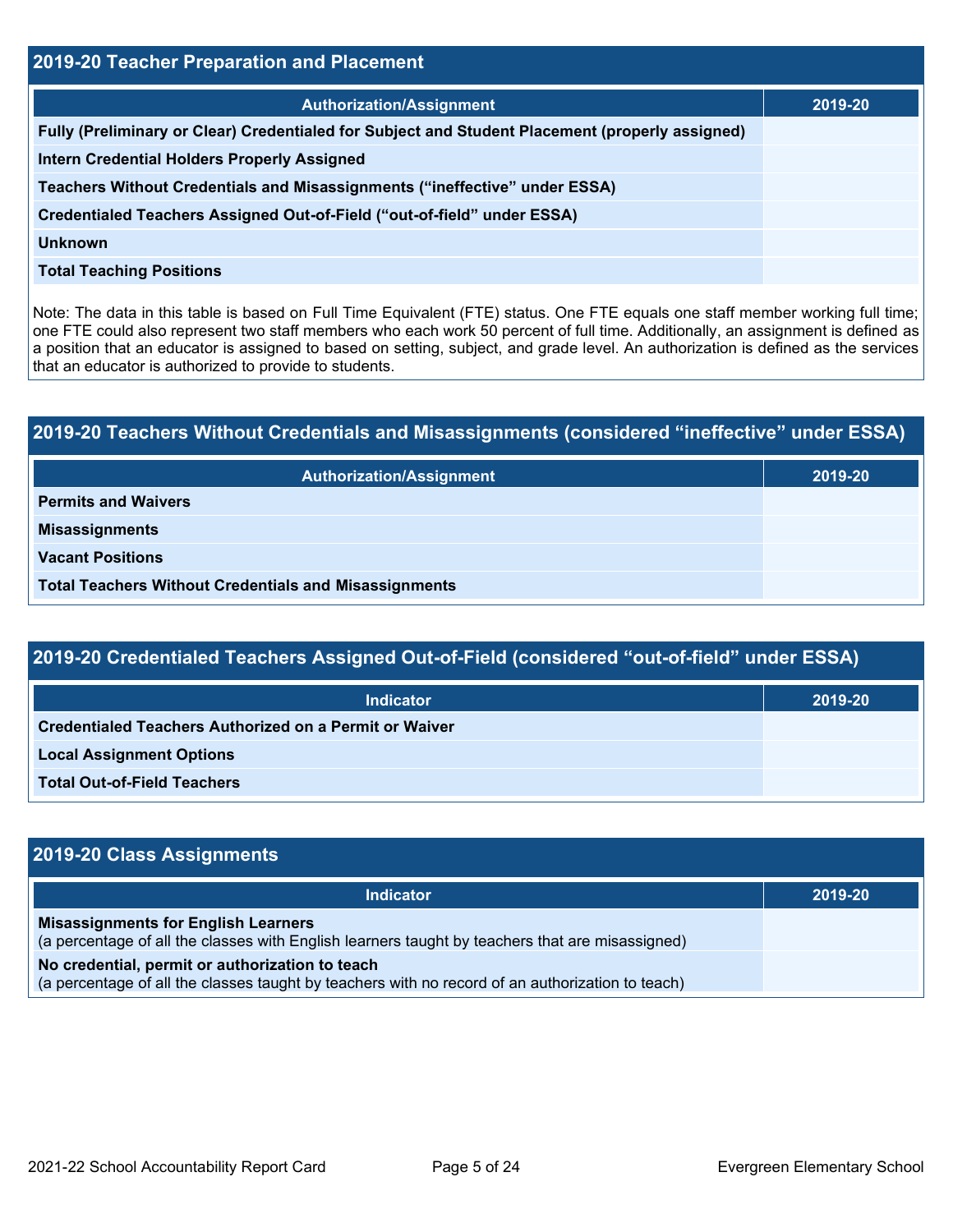## 2019-20 Teacher Preparation and Placement

| Authorization/Assignment | 2019-20 |
|---|---|
| Fully (Preliminary or Clear) Credentialed for Subject and Student Placement (properly assigned) | |
| Intern Credential Holders Properly Assigned | |
| Teachers Without Credentials and Misassignments (“ineffective” under ESSA) | |
| Credentialed Teachers Assigned Out-of-Field (“out-of-field” under ESSA) | |
| Unknown | |
| Total Teaching Positions | |

Note: The data in this table is based on Full Time Equivalent (FTE) status. One FTE equals one staff member working full time; one FTE could also represent two staff members who each work 50 percent of full time. Additionally, an assignment is defined as a position that an educator is assigned to based on setting, subject, and grade level. An authorization is defined as the services that an educator is authorized to provide to students.

## 2019-20 Teachers Without Credentials and Misassignments (considered “ineffective” under ESSA)

| Authorization/Assignment | 2019-20 |
|---|---|
| Permits and Waivers | |
| Misassignments | |
| Vacant Positions | |
| Total Teachers Without Credentials and Misassignments | |

## 2019-20 Credentialed Teachers Assigned Out-of-Field (considered “out-of-field” under ESSA)

| Indicator | 2019-20 |
|---|---|
| Credentialed Teachers Authorized on a Permit or Waiver | |
| Local Assignment Options | |
| Total Out-of-Field Teachers | |

## 2019-20 Class Assignments

| Indicator | 2019-20 |
|---|---|
| **Misassignments for English Learners** (a percentage of all the classes with English learners taught by teachers that are misassigned) | |
| **No credential, permit or authorization to teach** (a percentage of all the classes taught by teachers with no record of an authorization to teach) | |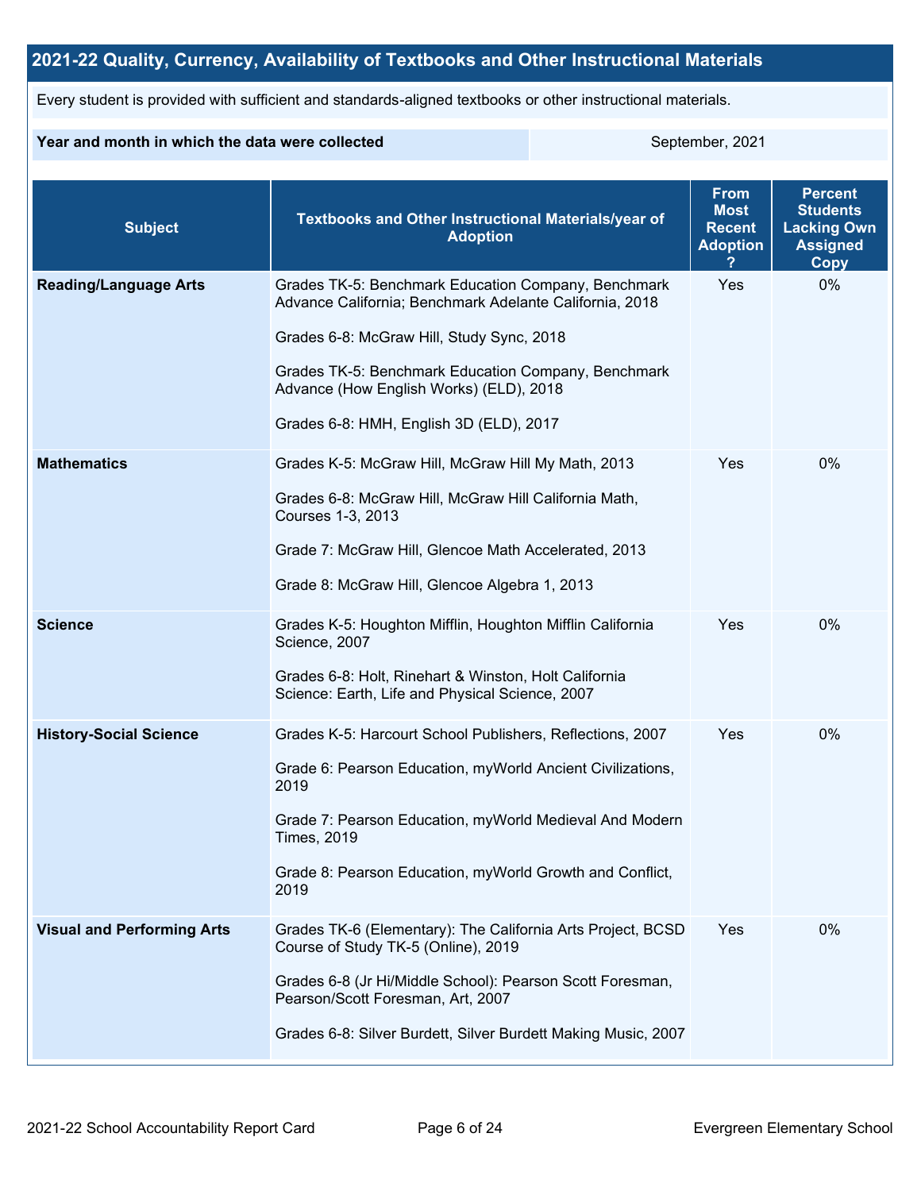## 2021-22 Quality, Currency, Availability of Textbooks and Other Instructional Materials

Every student is provided with sufficient and standards-aligned textbooks or other instructional materials.

| Year and month in which the data were collected | September, 2021 |
|---|---|

| Subject | Textbooks and Other Instructional Materials/year of Adoption | From Most Recent Adoption ? | Percent Students Lacking Own Assigned Copy |
|---|---|---|---|
| **Reading/Language Arts** | Grades TK-5: Benchmark Education Company, Benchmark Advance California; Benchmark Adelante California, 2018<br><br>Grades 6-8: McGraw Hill, Study Sync, 2018<br><br>Grades TK-5: Benchmark Education Company, Benchmark Advance (How English Works) (ELD), 2018<br><br>Grades 6-8: HMH, English 3D (ELD), 2017 | Yes | 0% |
| **Mathematics** | Grades K-5: McGraw Hill, McGraw Hill My Math, 2013<br><br>Grades 6-8: McGraw Hill, McGraw Hill California Math, Courses 1-3, 2013<br><br>Grade 7: McGraw Hill, Glencoe Math Accelerated, 2013<br><br>Grade 8: McGraw Hill, Glencoe Algebra 1, 2013 | Yes | 0% |
| **Science** | Grades K-5: Houghton Mifflin, Houghton Mifflin California Science, 2007<br><br>Grades 6-8: Holt, Rinehart & Winston, Holt California Science: Earth, Life and Physical Science, 2007 | Yes | 0% |
| **History-Social Science** | Grades K-5: Harcourt School Publishers, Reflections, 2007<br><br>Grade 6: Pearson Education, myWorld Ancient Civilizations, 2019<br><br>Grade 7: Pearson Education, myWorld Medieval And Modern Times, 2019<br><br>Grade 8: Pearson Education, myWorld Growth and Conflict, 2019 | Yes | 0% |
| **Visual and Performing Arts** | Grades TK-6 (Elementary): The California Arts Project, BCSD Course of Study TK-5 (Online), 2019<br><br>Grades 6-8 (Jr Hi/Middle School): Pearson Scott Foresman, Pearson/Scott Foresman, Art, 2007<br><br>Grades 6-8: Silver Burdett, Silver Burdett Making Music, 2007 | Yes | 0% |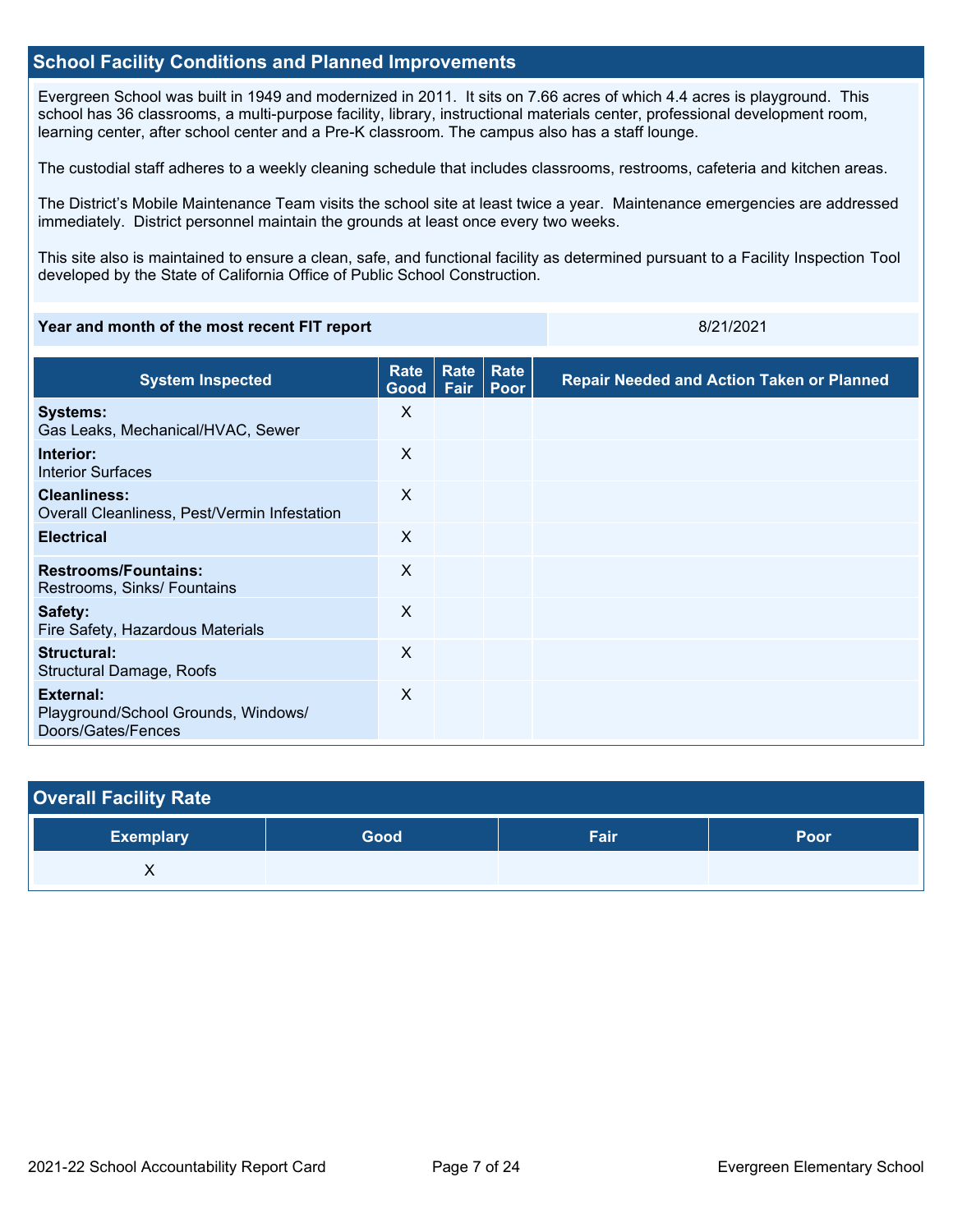## School Facility Conditions and Planned Improvements

Evergreen School was built in 1949 and modernized in 2011. It sits on 7.66 acres of which 4.4 acres is playground. This school has 36 classrooms, a multi-purpose facility, library, instructional materials center, professional development room, learning center, after school center and a Pre-K classroom. The campus also has a staff lounge.

The custodial staff adheres to a weekly cleaning schedule that includes classrooms, restrooms, cafeteria and kitchen areas.

The District's Mobile Maintenance Team visits the school site at least twice a year. Maintenance emergencies are addressed immediately. District personnel maintain the grounds at least once every two weeks.

This site also is maintained to ensure a clean, safe, and functional facility as determined pursuant to a Facility Inspection Tool developed by the State of California Office of Public School Construction.

| Year and month of the most recent FIT report | 8/21/2021 |
| --- | --- |

| System Inspected | Rate Good | Rate Fair | Rate Poor | Repair Needed and Action Taken or Planned |
| --- | --- | --- | --- | --- |
| **Systems:** Gas Leaks, Mechanical/HVAC, Sewer | X | | | |
| **Interior:** Interior Surfaces | X | | | |
| **Cleanliness:** Overall Cleanliness, Pest/Vermin Infestation | X | | | |
| **Electrical** | X | | | |
| **Restrooms/Fountains:** Restrooms, Sinks/ Fountains | X | | | |
| **Safety:** Fire Safety, Hazardous Materials | X | | | |
| **Structural:** Structural Damage, Roofs | X | | | |
| **External:** Playground/School Grounds, Windows/ Doors/Gates/Fences | X | | | |

## Overall Facility Rate

| Exemplary | Good | Fair | Poor |
| --- | --- | --- | --- |
| X | | | |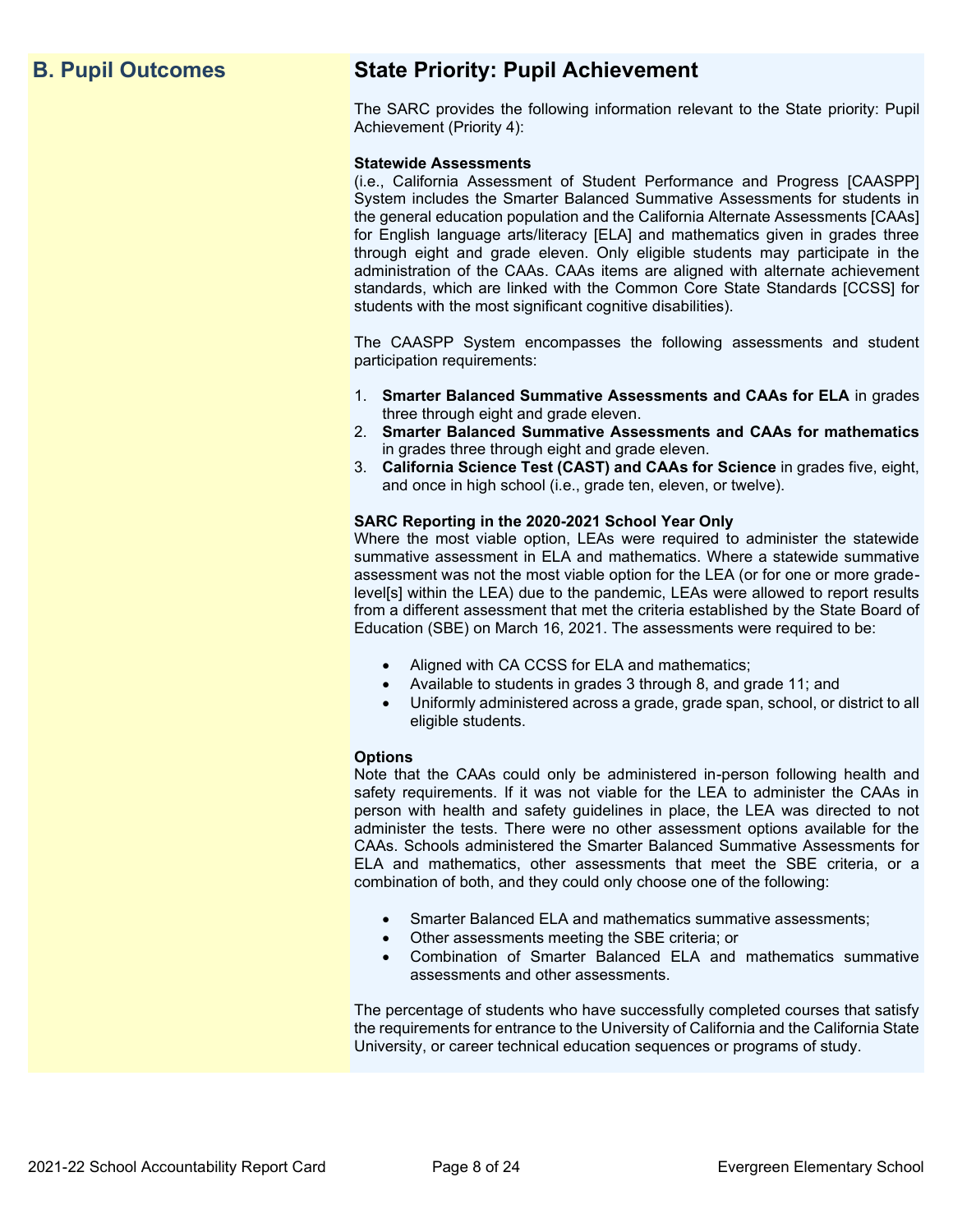## B. Pupil Outcomes

## State Priority: Pupil Achievement

The SARC provides the following information relevant to the State priority: Pupil Achievement (Priority 4):

**Statewide Assessments**
(i.e., California Assessment of Student Performance and Progress [CAASPP] System includes the Smarter Balanced Summative Assessments for students in the general education population and the California Alternate Assessments [CAAs] for English language arts/literacy [ELA] and mathematics given in grades three through eight and grade eleven. Only eligible students may participate in the administration of the CAAs. CAAs items are aligned with alternate achievement standards, which are linked with the Common Core State Standards [CCSS] for students with the most significant cognitive disabilities).

The CAASPP System encompasses the following assessments and student participation requirements:

1. **Smarter Balanced Summative Assessments and CAAs for ELA** in grades three through eight and grade eleven.
2. **Smarter Balanced Summative Assessments and CAAs for mathematics** in grades three through eight and grade eleven.
3. **California Science Test (CAST) and CAAs for Science** in grades five, eight, and once in high school (i.e., grade ten, eleven, or twelve).

**SARC Reporting in the 2020-2021 School Year Only**
Where the most viable option, LEAs were required to administer the statewide summative assessment in ELA and mathematics. Where a statewide summative assessment was not the most viable option for the LEA (or for one or more grade-level[s] within the LEA) due to the pandemic, LEAs were allowed to report results from a different assessment that met the criteria established by the State Board of Education (SBE) on March 16, 2021. The assessments were required to be:

- Aligned with CA CCSS for ELA and mathematics;
- Available to students in grades 3 through 8, and grade 11; and
- Uniformly administered across a grade, grade span, school, or district to all eligible students.

**Options**
Note that the CAAs could only be administered in-person following health and safety requirements. If it was not viable for the LEA to administer the CAAs in person with health and safety guidelines in place, the LEA was directed to not administer the tests. There were no other assessment options available for the CAAs. Schools administered the Smarter Balanced Summative Assessments for ELA and mathematics, other assessments that meet the SBE criteria, or a combination of both, and they could only choose one of the following:

- Smarter Balanced ELA and mathematics summative assessments;
- Other assessments meeting the SBE criteria; or
- Combination of Smarter Balanced ELA and mathematics summative assessments and other assessments.

The percentage of students who have successfully completed courses that satisfy the requirements for entrance to the University of California and the California State University, or career technical education sequences or programs of study.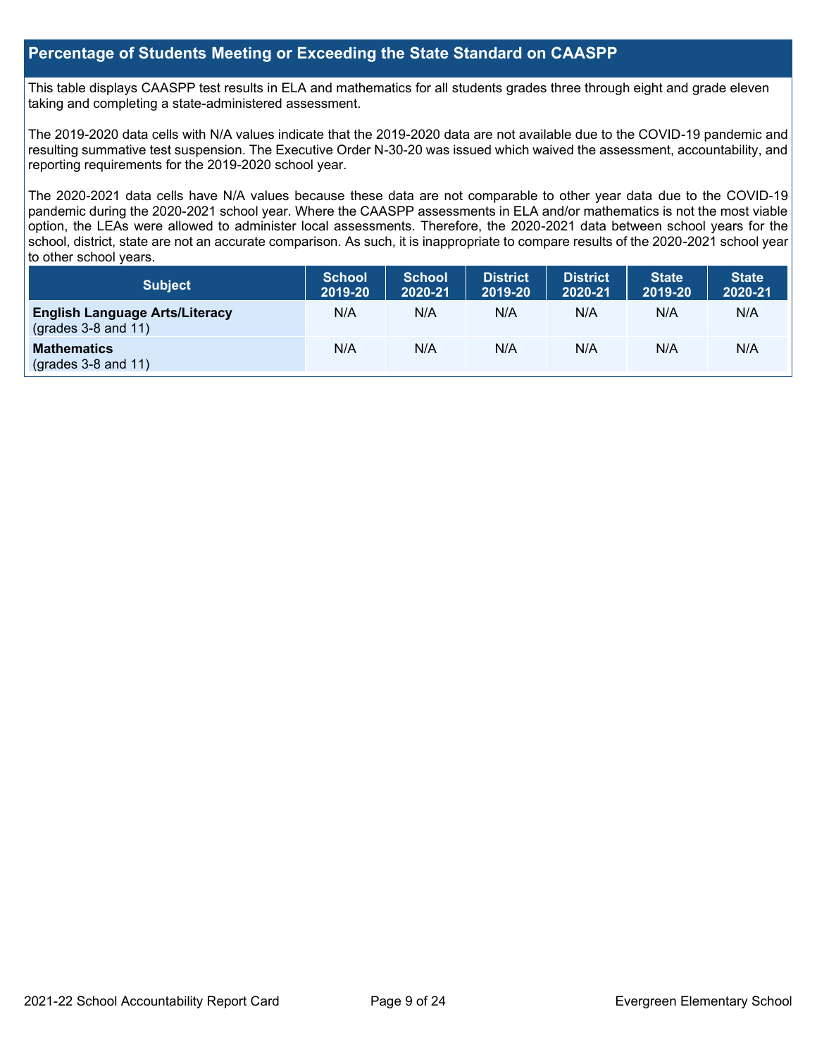## Percentage of Students Meeting or Exceeding the State Standard on CAASPP

This table displays CAASPP test results in ELA and mathematics for all students grades three through eight and grade eleven taking and completing a state-administered assessment.

The 2019-2020 data cells with N/A values indicate that the 2019-2020 data are not available due to the COVID-19 pandemic and resulting summative test suspension. The Executive Order N-30-20 was issued which waived the assessment, accountability, and reporting requirements for the 2019-2020 school year.

The 2020-2021 data cells have N/A values because these data are not comparable to other year data due to the COVID-19 pandemic during the 2020-2021 school year. Where the CAASPP assessments in ELA and/or mathematics is not the most viable option, the LEAs were allowed to administer local assessments. Therefore, the 2020-2021 data between school years for the school, district, state are not an accurate comparison. As such, it is inappropriate to compare results of the 2020-2021 school year to other school years.

| Subject | School 2019-20 | School 2020-21 | District 2019-20 | District 2020-21 | State 2019-20 | State 2020-21 |
|---|---|---|---|---|---|---|
| **English Language Arts/Literacy** (grades 3-8 and 11) | N/A | N/A | N/A | N/A | N/A | N/A |
| **Mathematics** (grades 3-8 and 11) | N/A | N/A | N/A | N/A | N/A | N/A |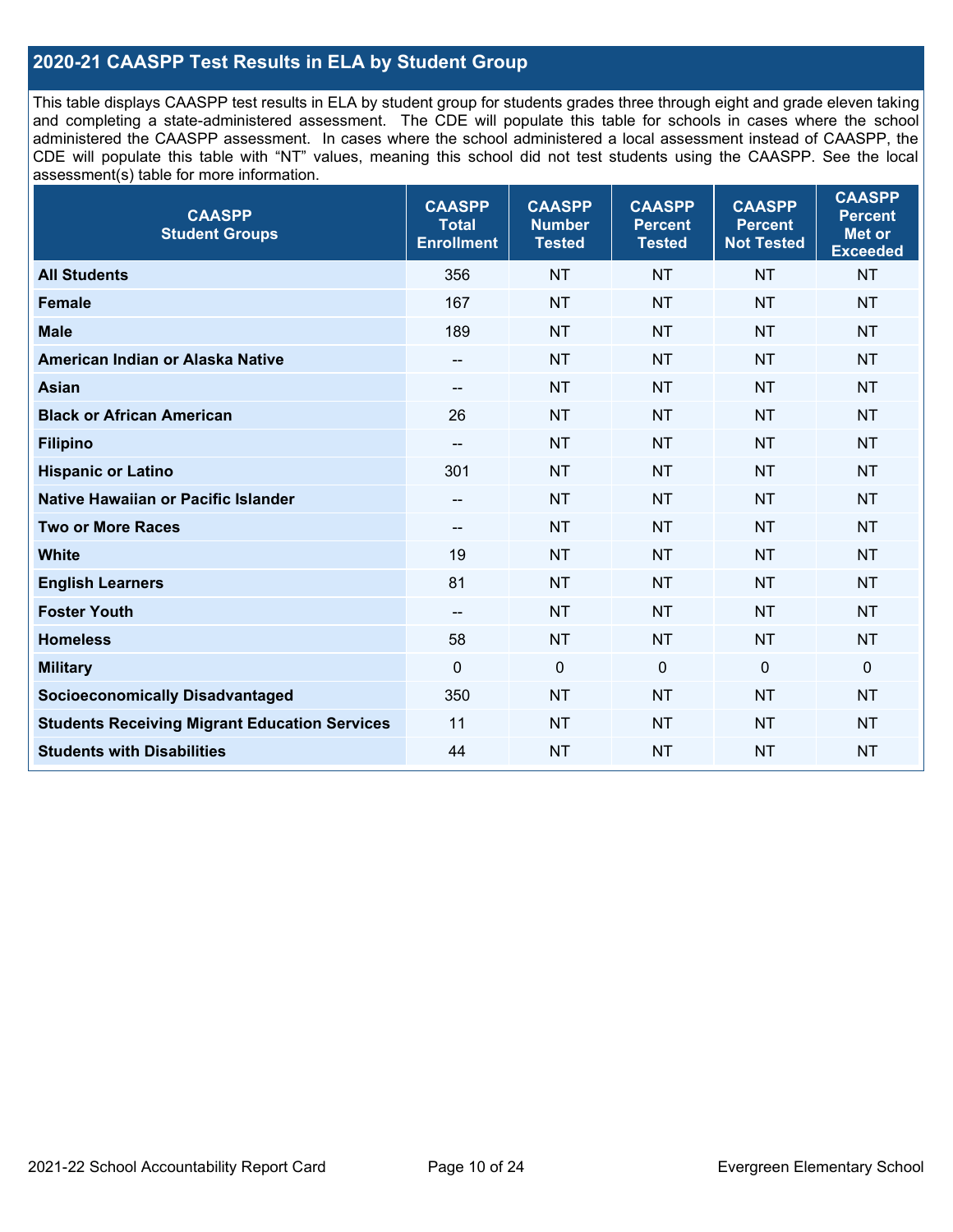## 2020-21 CAASPP Test Results in ELA by Student Group

This table displays CAASPP test results in ELA by student group for students grades three through eight and grade eleven taking and completing a state-administered assessment. The CDE will populate this table for schools in cases where the school administered the CAASPP assessment. In cases where the school administered a local assessment instead of CAASPP, the CDE will populate this table with "NT" values, meaning this school did not test students using the CAASPP. See the local assessment(s) table for more information.

| CAASPP Student Groups | CAASPP Total Enrollment | CAASPP Number Tested | CAASPP Percent Tested | CAASPP Percent Not Tested | CAASPP Percent Met or Exceeded |
|---|---|---|---|---|---|
| All Students | 356 | NT | NT | NT | NT |
| Female | 167 | NT | NT | NT | NT |
| Male | 189 | NT | NT | NT | NT |
| American Indian or Alaska Native | -- | NT | NT | NT | NT |
| Asian | -- | NT | NT | NT | NT |
| Black or African American | 26 | NT | NT | NT | NT |
| Filipino | -- | NT | NT | NT | NT |
| Hispanic or Latino | 301 | NT | NT | NT | NT |
| Native Hawaiian or Pacific Islander | -- | NT | NT | NT | NT |
| Two or More Races | -- | NT | NT | NT | NT |
| White | 19 | NT | NT | NT | NT |
| English Learners | 81 | NT | NT | NT | NT |
| Foster Youth | -- | NT | NT | NT | NT |
| Homeless | 58 | NT | NT | NT | NT |
| Military | 0 | 0 | 0 | 0 | 0 |
| Socioeconomically Disadvantaged | 350 | NT | NT | NT | NT |
| Students Receiving Migrant Education Services | 11 | NT | NT | NT | NT |
| Students with Disabilities | 44 | NT | NT | NT | NT |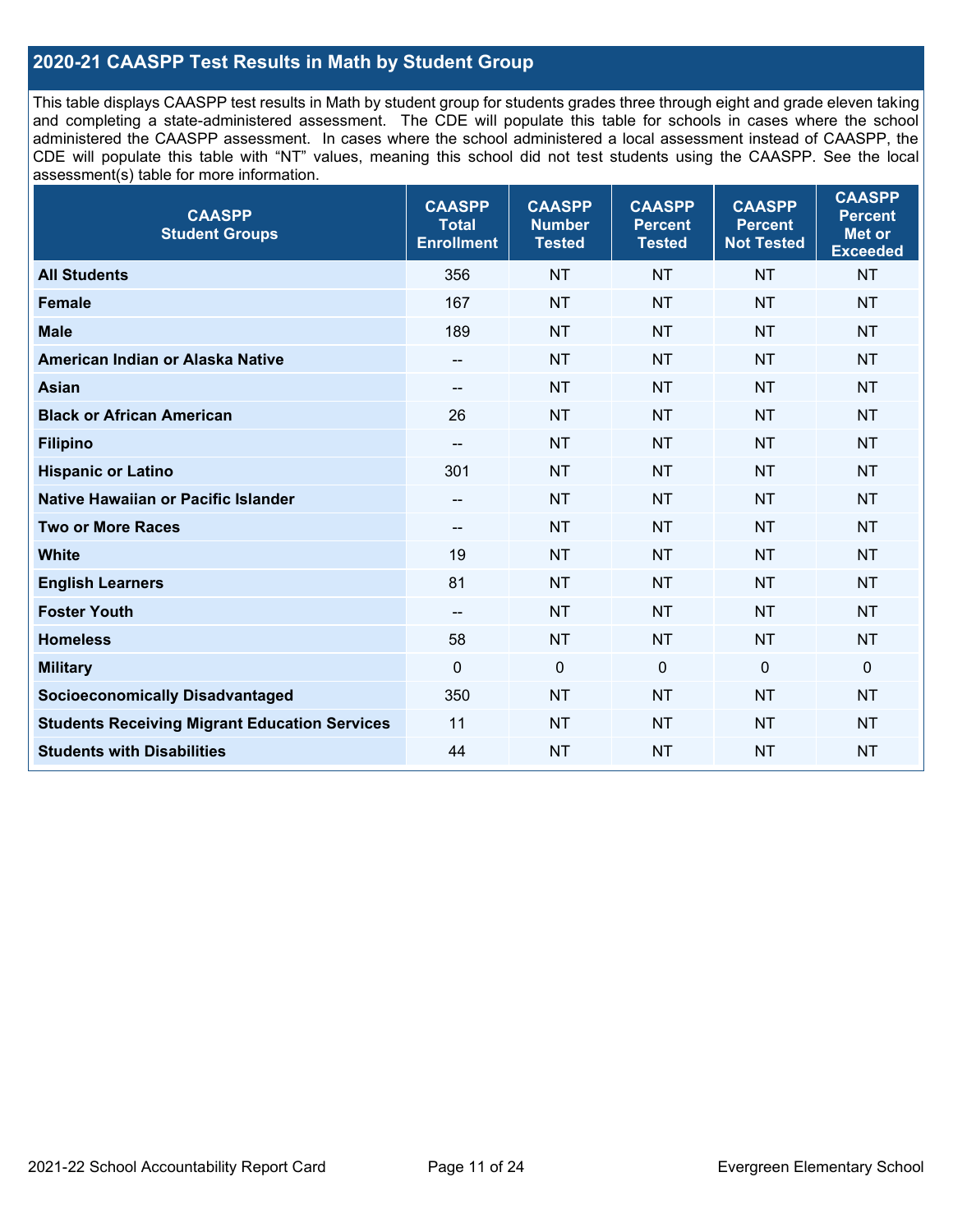## 2020-21 CAASPP Test Results in Math by Student Group

This table displays CAASPP test results in Math by student group for students grades three through eight and grade eleven taking and completing a state-administered assessment. The CDE will populate this table for schools in cases where the school administered the CAASPP assessment. In cases where the school administered a local assessment instead of CAASPP, the CDE will populate this table with "NT" values, meaning this school did not test students using the CAASPP. See the local assessment(s) table for more information.

| CAASPP Student Groups | CAASPP Total Enrollment | CAASPP Number Tested | CAASPP Percent Tested | CAASPP Percent Not Tested | CAASPP Percent Met or Exceeded |
|---|---|---|---|---|---|
| **All Students** | 356 | NT | NT | NT | NT |
| **Female** | 167 | NT | NT | NT | NT |
| **Male** | 189 | NT | NT | NT | NT |
| **American Indian or Alaska Native** | -- | NT | NT | NT | NT |
| **Asian** | -- | NT | NT | NT | NT |
| **Black or African American** | 26 | NT | NT | NT | NT |
| **Filipino** | -- | NT | NT | NT | NT |
| **Hispanic or Latino** | 301 | NT | NT | NT | NT |
| **Native Hawaiian or Pacific Islander** | -- | NT | NT | NT | NT |
| **Two or More Races** | -- | NT | NT | NT | NT |
| **White** | 19 | NT | NT | NT | NT |
| **English Learners** | 81 | NT | NT | NT | NT |
| **Foster Youth** | -- | NT | NT | NT | NT |
| **Homeless** | 58 | NT | NT | NT | NT |
| **Military** | 0 | 0 | 0 | 0 | 0 |
| **Socioeconomically Disadvantaged** | 350 | NT | NT | NT | NT |
| **Students Receiving Migrant Education Services** | 11 | NT | NT | NT | NT |
| **Students with Disabilities** | 44 | NT | NT | NT | NT |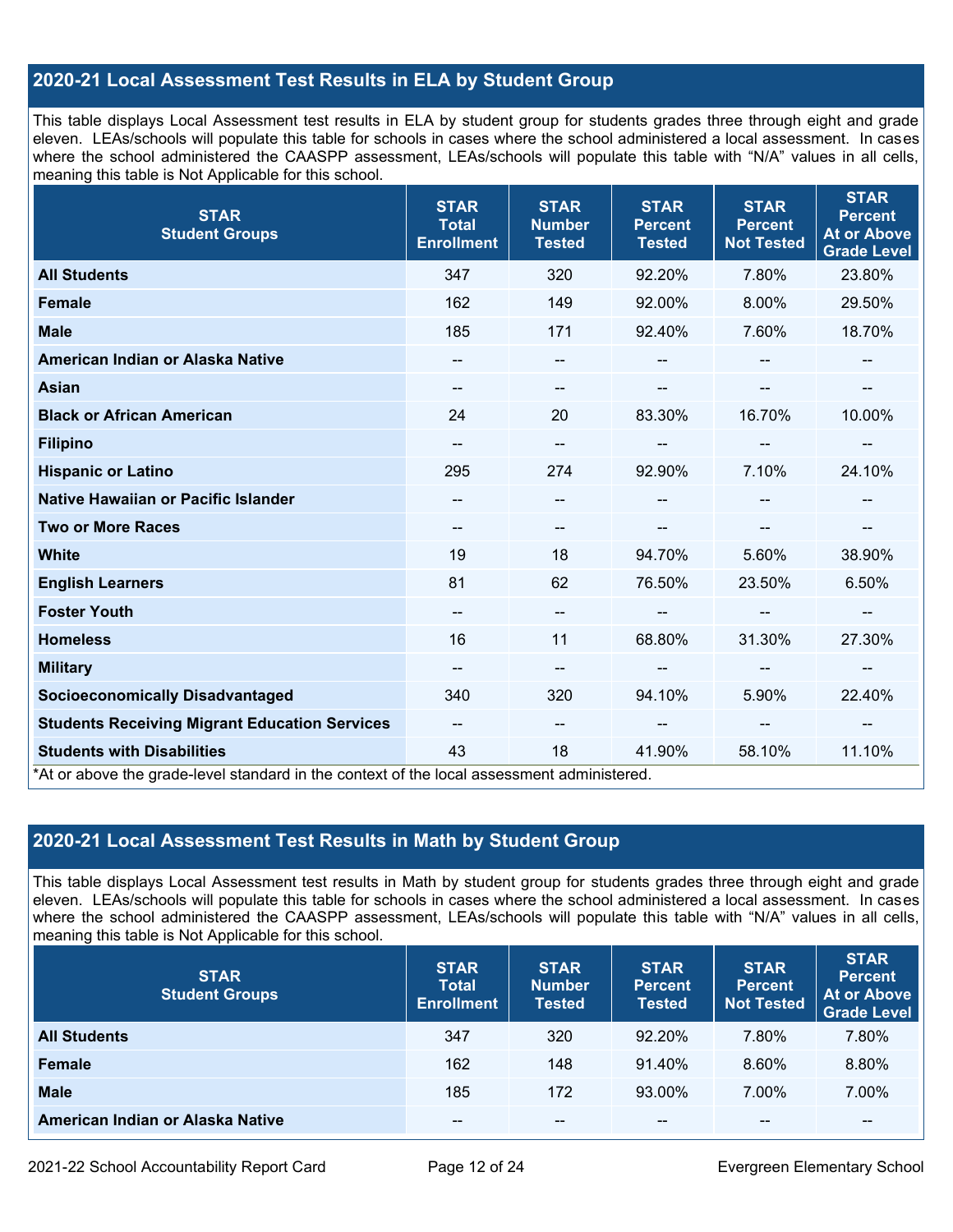## 2020-21 Local Assessment Test Results in ELA by Student Group

This table displays Local Assessment test results in ELA by student group for students grades three through eight and grade eleven. LEAs/schools will populate this table for schools in cases where the school administered a local assessment. In cases where the school administered the CAASPP assessment, LEAs/schools will populate this table with "N/A" values in all cells, meaning this table is Not Applicable for this school.

| STAR Student Groups | STAR Total Enrollment | STAR Number Tested | STAR Percent Tested | STAR Percent Not Tested | STAR Percent At or Above Grade Level |
| --- | --- | --- | --- | --- | --- |
| **All Students** | 347 | 320 | 92.20% | 7.80% | 23.80% |
| **Female** | 162 | 149 | 92.00% | 8.00% | 29.50% |
| **Male** | 185 | 171 | 92.40% | 7.60% | 18.70% |
| **American Indian or Alaska Native** | -- | -- | -- | -- | -- |
| **Asian** | -- | -- | -- | -- | -- |
| **Black or African American** | 24 | 20 | 83.30% | 16.70% | 10.00% |
| **Filipino** | -- | -- | -- | -- | -- |
| **Hispanic or Latino** | 295 | 274 | 92.90% | 7.10% | 24.10% |
| **Native Hawaiian or Pacific Islander** | -- | -- | -- | -- | -- |
| **Two or More Races** | -- | -- | -- | -- | -- |
| **White** | 19 | 18 | 94.70% | 5.60% | 38.90% |
| **English Learners** | 81 | 62 | 76.50% | 23.50% | 6.50% |
| **Foster Youth** | -- | -- | -- | -- | -- |
| **Homeless** | 16 | 11 | 68.80% | 31.30% | 27.30% |
| **Military** | -- | -- | -- | -- | -- |
| **Socioeconomically Disadvantaged** | 340 | 320 | 94.10% | 5.90% | 22.40% |
| **Students Receiving Migrant Education Services** | -- | -- | -- | -- | -- |
| **Students with Disabilities** | 43 | 18 | 41.90% | 58.10% | 11.10% |

*At or above the grade-level standard in the context of the local assessment administered.

## 2020-21 Local Assessment Test Results in Math by Student Group

This table displays Local Assessment test results in Math by student group for students grades three through eight and grade eleven. LEAs/schools will populate this table for schools in cases where the school administered a local assessment. In cases where the school administered the CAASPP assessment, LEAs/schools will populate this table with "N/A" values in all cells, meaning this table is Not Applicable for this school.

| STAR Student Groups | STAR Total Enrollment | STAR Number Tested | STAR Percent Tested | STAR Percent Not Tested | STAR Percent At or Above Grade Level |
| --- | --- | --- | --- | --- | --- |
| **All Students** | 347 | 320 | 92.20% | 7.80% | 7.80% |
| **Female** | 162 | 148 | 91.40% | 8.60% | 8.80% |
| **Male** | 185 | 172 | 93.00% | 7.00% | 7.00% |
| **American Indian or Alaska Native** | -- | -- | -- | -- | -- |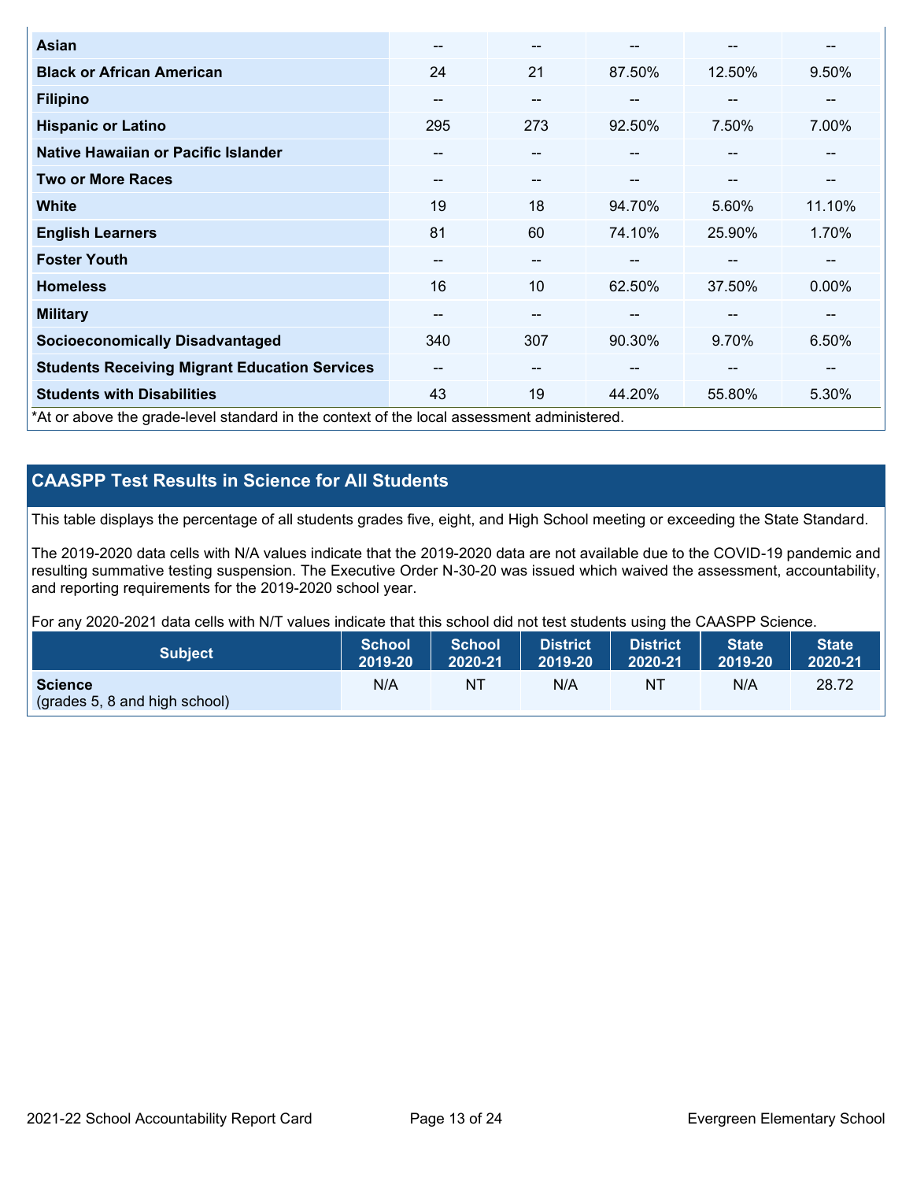| | | | | | |
|---|---|---|---|---|---|
| **Asian** | -- | -- | -- | -- | -- |
| **Black or African American** | 24 | 21 | 87.50% | 12.50% | 9.50% |
| **Filipino** | -- | -- | -- | -- | -- |
| **Hispanic or Latino** | 295 | 273 | 92.50% | 7.50% | 7.00% |
| **Native Hawaiian or Pacific Islander** | -- | -- | -- | -- | -- |
| **Two or More Races** | -- | -- | -- | -- | -- |
| **White** | 19 | 18 | 94.70% | 5.60% | 11.10% |
| **English Learners** | 81 | 60 | 74.10% | 25.90% | 1.70% |
| **Foster Youth** | -- | -- | -- | -- | -- |
| **Homeless** | 16 | 10 | 62.50% | 37.50% | 0.00% |
| **Military** | -- | -- | -- | -- | -- |
| **Socioeconomically Disadvantaged** | 340 | 307 | 90.30% | 9.70% | 6.50% |
| **Students Receiving Migrant Education Services** | -- | -- | -- | -- | -- |
| **Students with Disabilities** | 43 | 19 | 44.20% | 55.80% | 5.30% |

*At or above the grade-level standard in the context of the local assessment administered.

## CAASPP Test Results in Science for All Students

This table displays the percentage of all students grades five, eight, and High School meeting or exceeding the State Standard.

The 2019-2020 data cells with N/A values indicate that the 2019-2020 data are not available due to the COVID-19 pandemic and resulting summative testing suspension. The Executive Order N-30-20 was issued which waived the assessment, accountability, and reporting requirements for the 2019-2020 school year.

For any 2020-2021 data cells with N/T values indicate that this school did not test students using the CAASPP Science.

| Subject | School 2019-20 | School 2020-21 | District 2019-20 | District 2020-21 | State 2019-20 | State 2020-21 |
|---|---|---|---|---|---|---|
| **Science** (grades 5, 8 and high school) | N/A | NT | N/A | NT | N/A | 28.72 |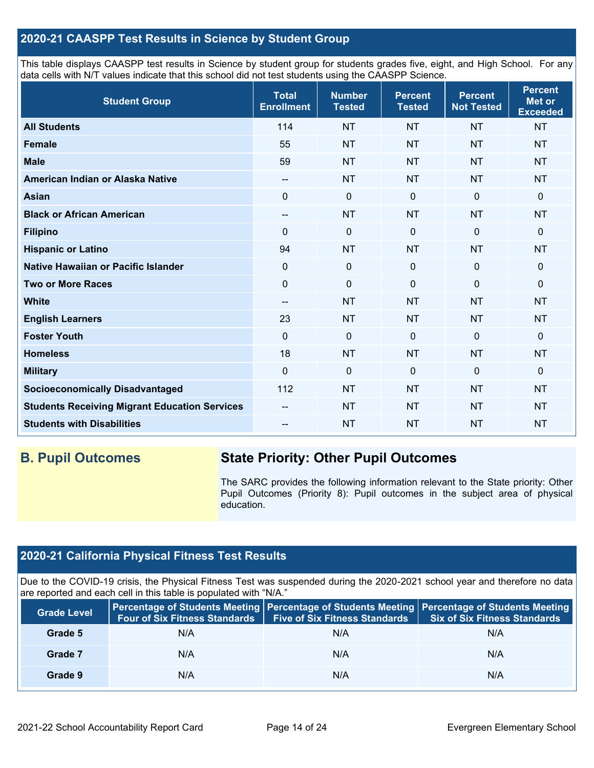## 2020-21 CAASPP Test Results in Science by Student Group

This table displays CAASPP test results in Science by student group for students grades five, eight, and High School. For any data cells with N/T values indicate that this school did not test students using the CAASPP Science.

| Student Group | Total Enrollment | Number Tested | Percent Tested | Percent Not Tested | Percent Met or Exceeded |
|---|---|---|---|---|---|
| **All Students** | 114 | NT | NT | NT | NT |
| **Female** | 55 | NT | NT | NT | NT |
| **Male** | 59 | NT | NT | NT | NT |
| **American Indian or Alaska Native** | -- | NT | NT | NT | NT |
| **Asian** | 0 | 0 | 0 | 0 | 0 |
| **Black or African American** | -- | NT | NT | NT | NT |
| **Filipino** | 0 | 0 | 0 | 0 | 0 |
| **Hispanic or Latino** | 94 | NT | NT | NT | NT |
| **Native Hawaiian or Pacific Islander** | 0 | 0 | 0 | 0 | 0 |
| **Two or More Races** | 0 | 0 | 0 | 0 | 0 |
| **White** | -- | NT | NT | NT | NT |
| **English Learners** | 23 | NT | NT | NT | NT |
| **Foster Youth** | 0 | 0 | 0 | 0 | 0 |
| **Homeless** | 18 | NT | NT | NT | NT |
| **Military** | 0 | 0 | 0 | 0 | 0 |
| **Socioeconomically Disadvantaged** | 112 | NT | NT | NT | NT |
| **Students Receiving Migrant Education Services** | -- | NT | NT | NT | NT |
| **Students with Disabilities** | -- | NT | NT | NT | NT |

## B. Pupil Outcomes

### State Priority: Other Pupil Outcomes

The SARC provides the following information relevant to the State priority: Other Pupil Outcomes (Priority 8): Pupil outcomes in the subject area of physical education.

## 2020-21 California Physical Fitness Test Results

Due to the COVID-19 crisis, the Physical Fitness Test was suspended during the 2020-2021 school year and therefore no data are reported and each cell in this table is populated with "N/A."

| Grade Level | Percentage of Students Meeting Four of Six Fitness Standards | Percentage of Students Meeting Five of Six Fitness Standards | Percentage of Students Meeting Six of Six Fitness Standards |
|---|---|---|---|
| **Grade 5** | N/A | N/A | N/A |
| **Grade 7** | N/A | N/A | N/A |
| **Grade 9** | N/A | N/A | N/A |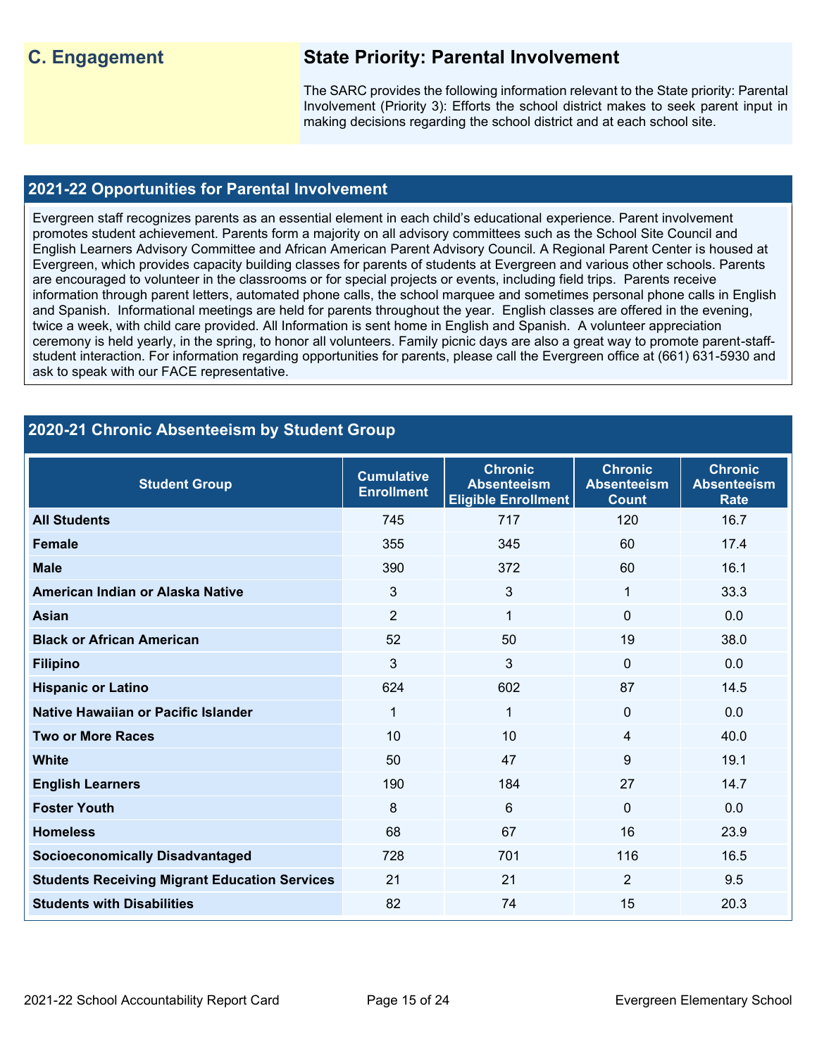## C. Engagement

## State Priority: Parental Involvement

The SARC provides the following information relevant to the State priority: Parental Involvement (Priority 3): Efforts the school district makes to seek parent input in making decisions regarding the school district and at each school site.

### 2021-22 Opportunities for Parental Involvement

Evergreen staff recognizes parents as an essential element in each child's educational experience. Parent involvement promotes student achievement. Parents form a majority on all advisory committees such as the School Site Council and English Learners Advisory Committee and African American Parent Advisory Council. A Regional Parent Center is housed at Evergreen, which provides capacity building classes for parents of students at Evergreen and various other schools. Parents are encouraged to volunteer in the classrooms or for special projects or events, including field trips. Parents receive information through parent letters, automated phone calls, the school marquee and sometimes personal phone calls in English and Spanish. Informational meetings are held for parents throughout the year. English classes are offered in the evening, twice a week, with child care provided. All Information is sent home in English and Spanish. A volunteer appreciation ceremony is held yearly, in the spring, to honor all volunteers. Family picnic days are also a great way to promote parent-staff-student interaction. For information regarding opportunities for parents, please call the Evergreen office at (661) 631-5930 and ask to speak with our FACE representative.

### 2020-21 Chronic Absenteeism by Student Group

| Student Group | Cumulative Enrollment | Chronic Absenteeism Eligible Enrollment | Chronic Absenteeism Count | Chronic Absenteeism Rate |
|---|---|---|---|---|
| **All Students** | 745 | 717 | 120 | 16.7 |
| **Female** | 355 | 345 | 60 | 17.4 |
| **Male** | 390 | 372 | 60 | 16.1 |
| **American Indian or Alaska Native** | 3 | 3 | 1 | 33.3 |
| **Asian** | 2 | 1 | 0 | 0.0 |
| **Black or African American** | 52 | 50 | 19 | 38.0 |
| **Filipino** | 3 | 3 | 0 | 0.0 |
| **Hispanic or Latino** | 624 | 602 | 87 | 14.5 |
| **Native Hawaiian or Pacific Islander** | 1 | 1 | 0 | 0.0 |
| **Two or More Races** | 10 | 10 | 4 | 40.0 |
| **White** | 50 | 47 | 9 | 19.1 |
| **English Learners** | 190 | 184 | 27 | 14.7 |
| **Foster Youth** | 8 | 6 | 0 | 0.0 |
| **Homeless** | 68 | 67 | 16 | 23.9 |
| **Socioeconomically Disadvantaged** | 728 | 701 | 116 | 16.5 |
| **Students Receiving Migrant Education Services** | 21 | 21 | 2 | 9.5 |
| **Students with Disabilities** | 82 | 74 | 15 | 20.3 |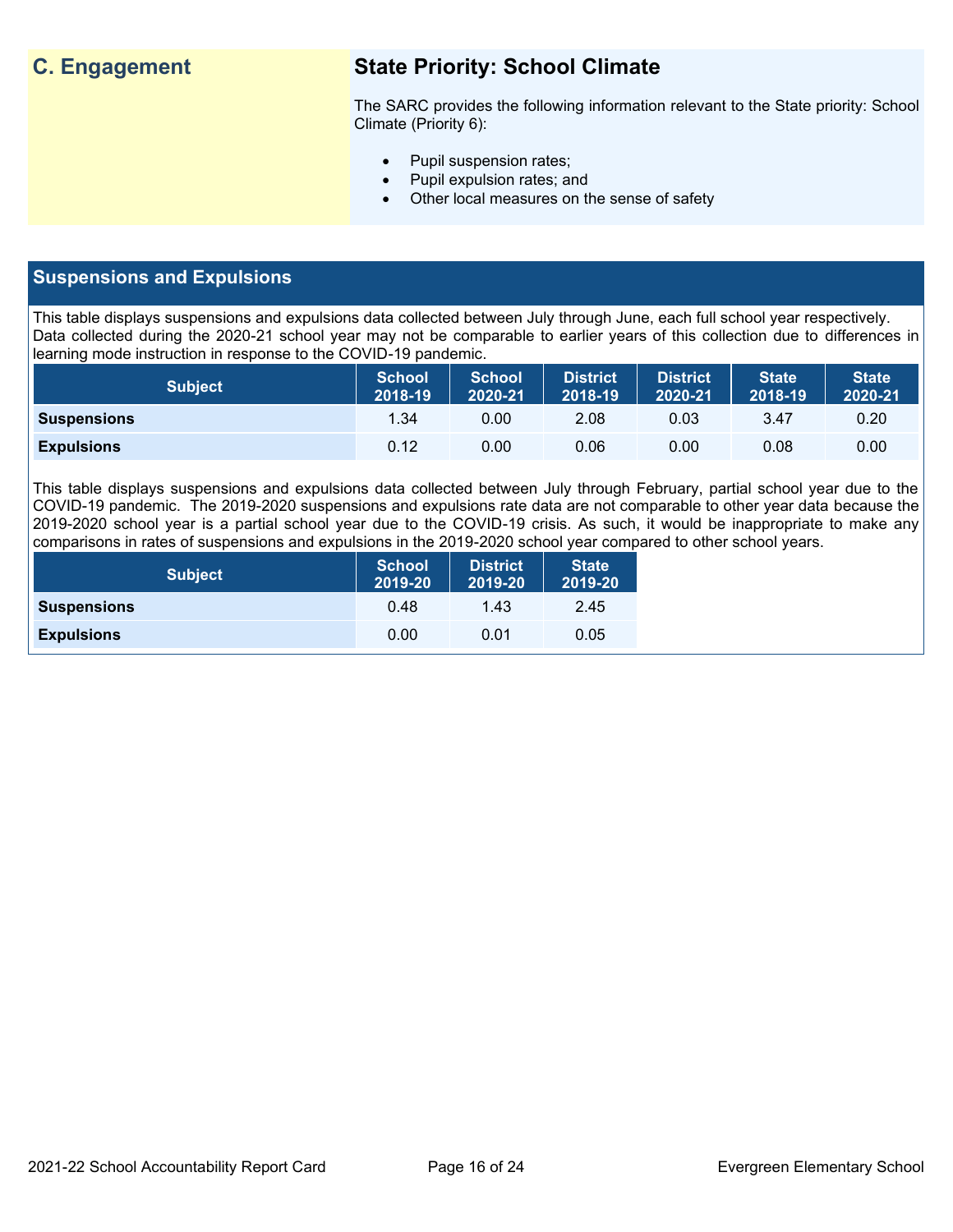## C. Engagement

### State Priority: School Climate

The SARC provides the following information relevant to the State priority: School Climate (Priority 6):

- Pupil suspension rates;
- Pupil expulsion rates; and
- Other local measures on the sense of safety

## Suspensions and Expulsions

This table displays suspensions and expulsions data collected between July through June, each full school year respectively. Data collected during the 2020-21 school year may not be comparable to earlier years of this collection due to differences in learning mode instruction in response to the COVID-19 pandemic.

| Subject | School 2018-19 | School 2020-21 | District 2018-19 | District 2020-21 | State 2018-19 | State 2020-21 |
|---|---|---|---|---|---|---|
| **Suspensions** | 1.34 | 0.00 | 2.08 | 0.03 | 3.47 | 0.20 |
| **Expulsions** | 0.12 | 0.00 | 0.06 | 0.00 | 0.08 | 0.00 |

This table displays suspensions and expulsions data collected between July through February, partial school year due to the COVID-19 pandemic. The 2019-2020 suspensions and expulsions rate data are not comparable to other year data because the 2019-2020 school year is a partial school year due to the COVID-19 crisis. As such, it would be inappropriate to make any comparisons in rates of suspensions and expulsions in the 2019-2020 school year compared to other school years.

| Subject | School 2019-20 | District 2019-20 | State 2019-20 |
|---|---|---|---|
| **Suspensions** | 0.48 | 1.43 | 2.45 |
| **Expulsions** | 0.00 | 0.01 | 0.05 |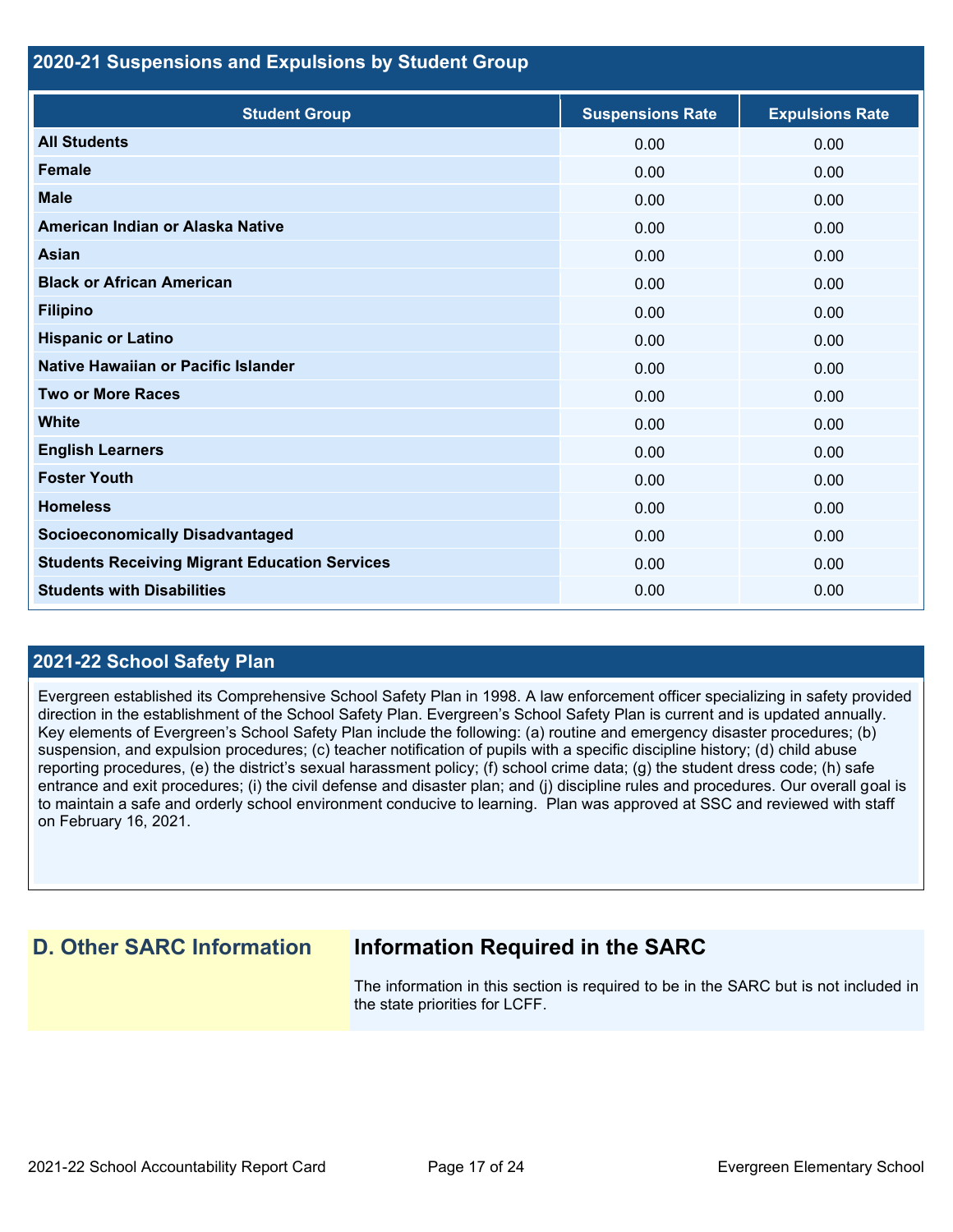## 2020-21 Suspensions and Expulsions by Student Group

| Student Group | Suspensions Rate | Expulsions Rate |
| --- | --- | --- |
| All Students | 0.00 | 0.00 |
| Female | 0.00 | 0.00 |
| Male | 0.00 | 0.00 |
| American Indian or Alaska Native | 0.00 | 0.00 |
| Asian | 0.00 | 0.00 |
| Black or African American | 0.00 | 0.00 |
| Filipino | 0.00 | 0.00 |
| Hispanic or Latino | 0.00 | 0.00 |
| Native Hawaiian or Pacific Islander | 0.00 | 0.00 |
| Two or More Races | 0.00 | 0.00 |
| White | 0.00 | 0.00 |
| English Learners | 0.00 | 0.00 |
| Foster Youth | 0.00 | 0.00 |
| Homeless | 0.00 | 0.00 |
| Socioeconomically Disadvantaged | 0.00 | 0.00 |
| Students Receiving Migrant Education Services | 0.00 | 0.00 |
| Students with Disabilities | 0.00 | 0.00 |

## 2021-22 School Safety Plan

Evergreen established its Comprehensive School Safety Plan in 1998. A law enforcement officer specializing in safety provided direction in the establishment of the School Safety Plan. Evergreen's School Safety Plan is current and is updated annually. Key elements of Evergreen's School Safety Plan include the following: (a) routine and emergency disaster procedures; (b) suspension, and expulsion procedures; (c) teacher notification of pupils with a specific discipline history; (d) child abuse reporting procedures, (e) the district's sexual harassment policy; (f) school crime data; (g) the student dress code; (h) safe entrance and exit procedures; (i) the civil defense and disaster plan; and (j) discipline rules and procedures. Our overall goal is to maintain a safe and orderly school environment conducive to learning. Plan was approved at SSC and reviewed with staff on February 16, 2021.

## D. Other SARC Information

### Information Required in the SARC

The information in this section is required to be in the SARC but is not included in the state priorities for LCFF.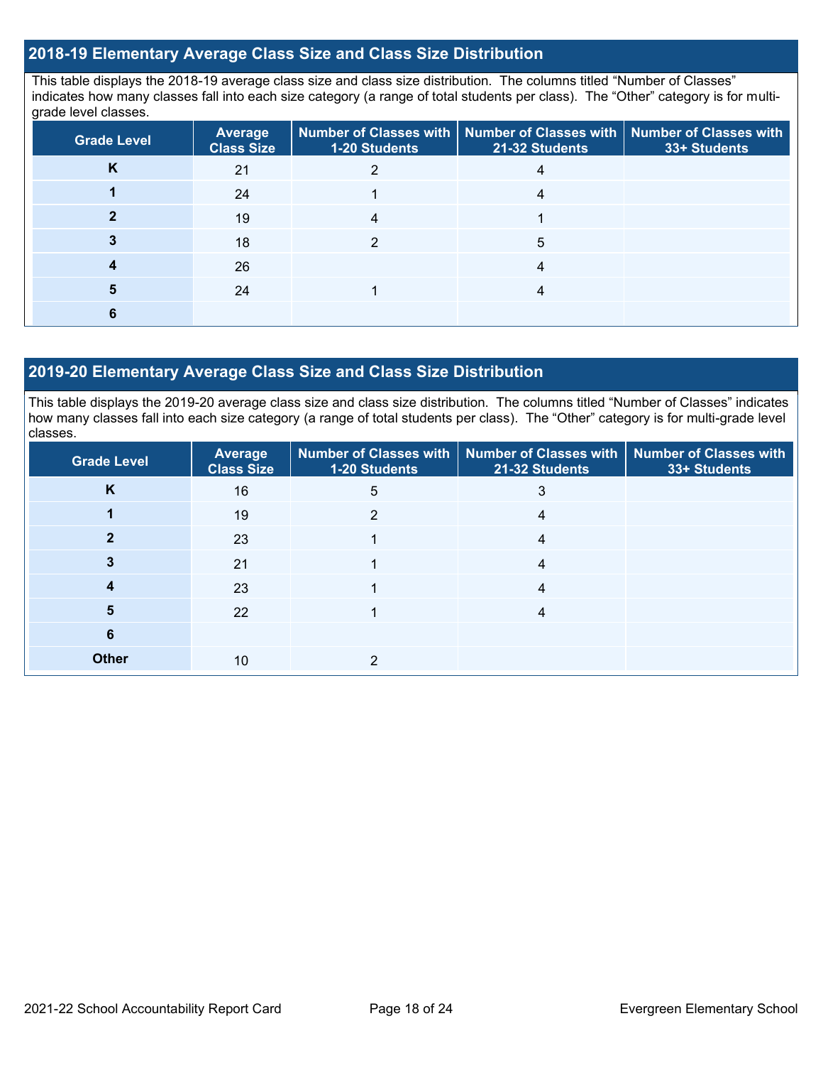## 2018-19 Elementary Average Class Size and Class Size Distribution

This table displays the 2018-19 average class size and class size distribution. The columns titled "Number of Classes" indicates how many classes fall into each size category (a range of total students per class). The "Other" category is for multi-grade level classes.

| Grade Level | Average Class Size | Number of Classes with 1-20 Students | Number of Classes with 21-32 Students | Number of Classes with 33+ Students |
|---|---|---|---|---|
| K | 21 | 2 | 4 | |
| 1 | 24 | 1 | 4 | |
| 2 | 19 | 4 | 1 | |
| 3 | 18 | 2 | 5 | |
| 4 | 26 | | 4 | |
| 5 | 24 | 1 | 4 | |
| 6 | | | | |

## 2019-20 Elementary Average Class Size and Class Size Distribution

This table displays the 2019-20 average class size and class size distribution. The columns titled "Number of Classes" indicates how many classes fall into each size category (a range of total students per class). The "Other" category is for multi-grade level classes.

| Grade Level | Average Class Size | Number of Classes with 1-20 Students | Number of Classes with 21-32 Students | Number of Classes with 33+ Students |
|---|---|---|---|---|
| K | 16 | 5 | 3 | |
| 1 | 19 | 2 | 4 | |
| 2 | 23 | 1 | 4 | |
| 3 | 21 | 1 | 4 | |
| 4 | 23 | 1 | 4 | |
| 5 | 22 | 1 | 4 | |
| 6 | | | | |
| Other | 10 | 2 | | |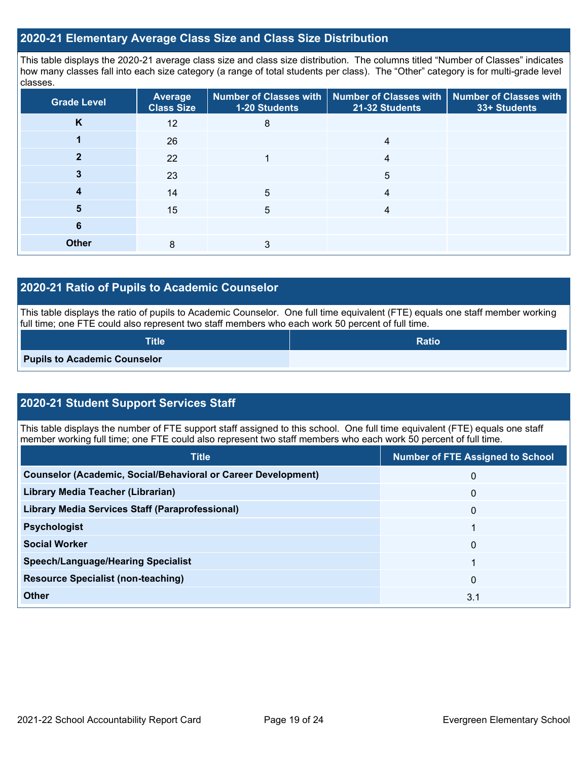## 2020-21 Elementary Average Class Size and Class Size Distribution

This table displays the 2020-21 average class size and class size distribution. The columns titled “Number of Classes” indicates how many classes fall into each size category (a range of total students per class). The “Other” category is for multi-grade level classes.

| Grade Level | Average Class Size | Number of Classes with 1-20 Students | Number of Classes with 21-32 Students | Number of Classes with 33+ Students |
|---|---|---|---|---|
| K | 12 | 8 | | |
| 1 | 26 | | 4 | |
| 2 | 22 | 1 | 4 | |
| 3 | 23 | | 5 | |
| 4 | 14 | 5 | 4 | |
| 5 | 15 | 5 | 4 | |
| 6 | | | | |
| Other | 8 | 3 | | |

## 2020-21 Ratio of Pupils to Academic Counselor

This table displays the ratio of pupils to Academic Counselor. One full time equivalent (FTE) equals one staff member working full time; one FTE could also represent two staff members who each work 50 percent of full time.

| Title | Ratio |
|---|---|
| Pupils to Academic Counselor | |

## 2020-21 Student Support Services Staff

This table displays the number of FTE support staff assigned to this school. One full time equivalent (FTE) equals one staff member working full time; one FTE could also represent two staff members who each work 50 percent of full time.

| Title | Number of FTE Assigned to School |
|---|---|
| Counselor (Academic, Social/Behavioral or Career Development) | 0 |
| Library Media Teacher (Librarian) | 0 |
| Library Media Services Staff (Paraprofessional) | 0 |
| Psychologist | 1 |
| Social Worker | 0 |
| Speech/Language/Hearing Specialist | 1 |
| Resource Specialist (non-teaching) | 0 |
| Other | 3.1 |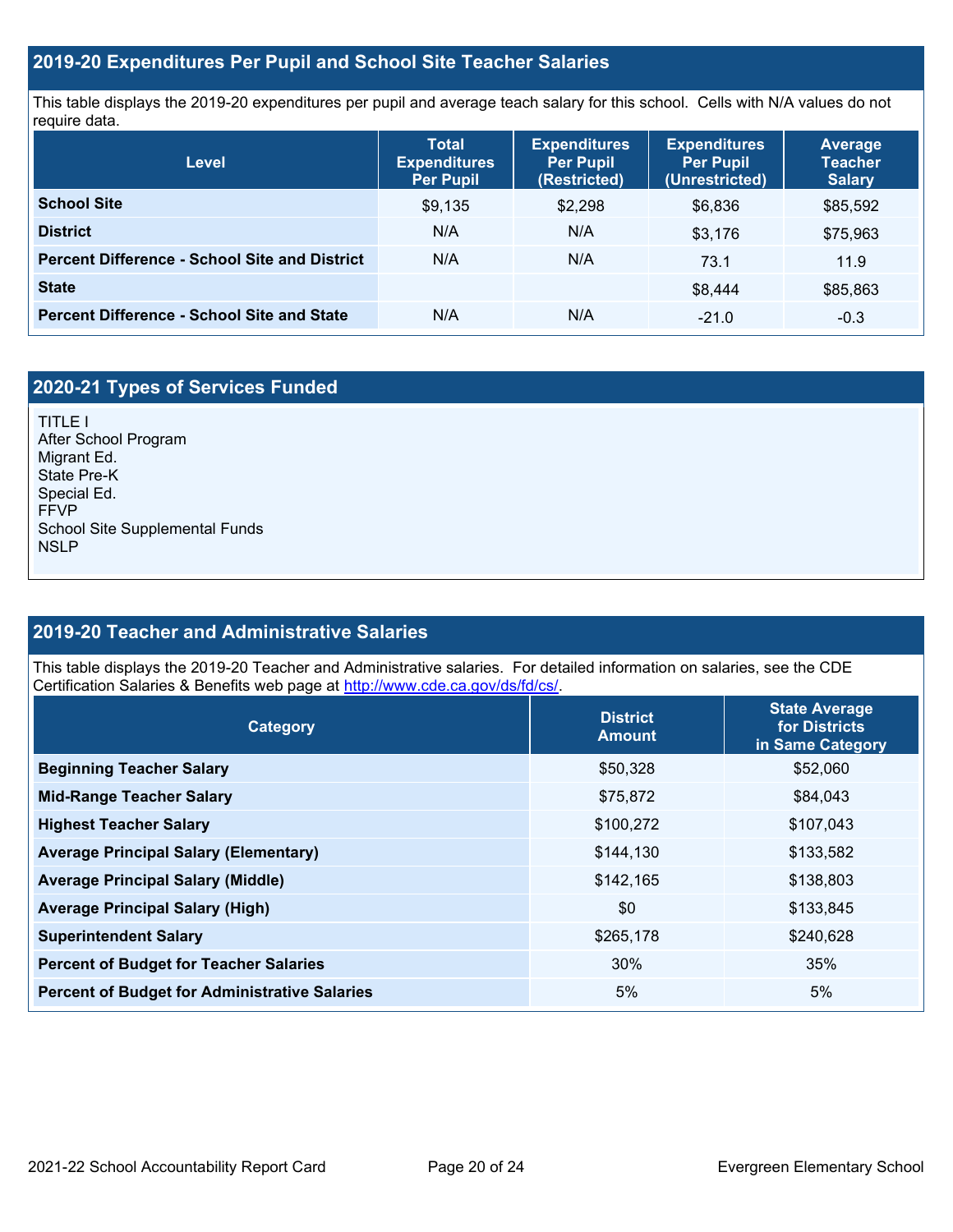## 2019-20 Expenditures Per Pupil and School Site Teacher Salaries

This table displays the 2019-20 expenditures per pupil and average teach salary for this school. Cells with N/A values do not require data.

| Level | Total Expenditures Per Pupil | Expenditures Per Pupil (Restricted) | Expenditures Per Pupil (Unrestricted) | Average Teacher Salary |
|---|---|---|---|---|
| **School Site** | $9,135 | $2,298 | $6,836 | $85,592 |
| **District** | N/A | N/A | $3,176 | $75,963 |
| **Percent Difference - School Site and District** | N/A | N/A | 73.1 | 11.9 |
| **State** | | | $8,444 | $85,863 |
| **Percent Difference - School Site and State** | N/A | N/A | -21.0 | -0.3 |

## 2020-21 Types of Services Funded

TITLE I
After School Program
Migrant Ed.
State Pre-K
Special Ed.
FFVP
School Site Supplemental Funds
NSLP

## 2019-20 Teacher and Administrative Salaries

This table displays the 2019-20 Teacher and Administrative salaries. For detailed information on salaries, see the CDE Certification Salaries & Benefits web page at http://www.cde.ca.gov/ds/fd/cs/.

| Category | District Amount | State Average for Districts in Same Category |
|---|---|---|
| **Beginning Teacher Salary** | $50,328 | $52,060 |
| **Mid-Range Teacher Salary** | $75,872 | $84,043 |
| **Highest Teacher Salary** | $100,272 | $107,043 |
| **Average Principal Salary (Elementary)** | $144,130 | $133,582 |
| **Average Principal Salary (Middle)** | $142,165 | $138,803 |
| **Average Principal Salary (High)** | $0 | $133,845 |
| **Superintendent Salary** | $265,178 | $240,628 |
| **Percent of Budget for Teacher Salaries** | 30% | 35% |
| **Percent of Budget for Administrative Salaries** | 5% | 5% |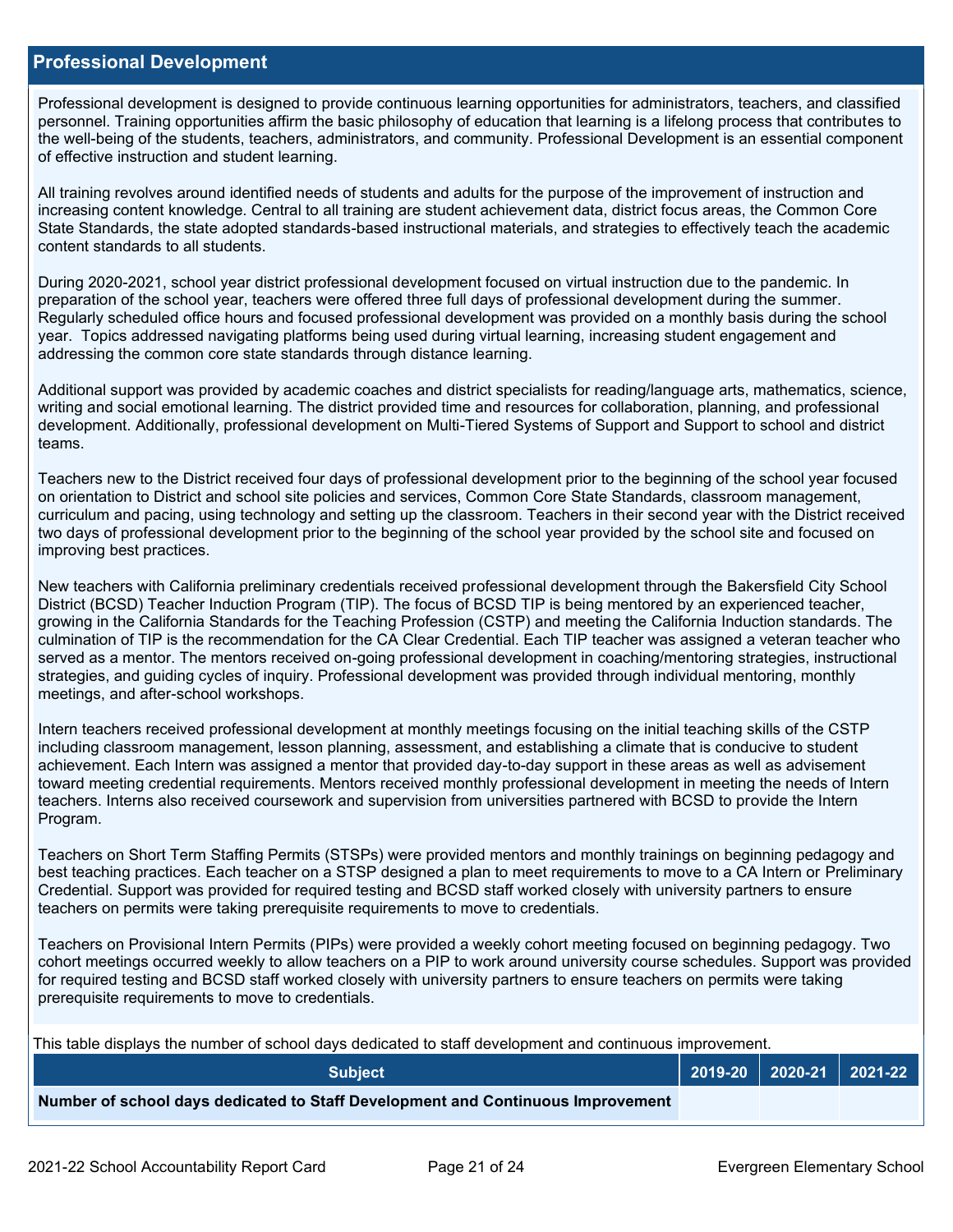## Professional Development

Professional development is designed to provide continuous learning opportunities for administrators, teachers, and classified personnel. Training opportunities affirm the basic philosophy of education that learning is a lifelong process that contributes to the well-being of the students, teachers, administrators, and community. Professional Development is an essential component of effective instruction and student learning.

All training revolves around identified needs of students and adults for the purpose of the improvement of instruction and increasing content knowledge. Central to all training are student achievement data, district focus areas, the Common Core State Standards, the state adopted standards-based instructional materials, and strategies to effectively teach the academic content standards to all students.

During 2020-2021, school year district professional development focused on virtual instruction due to the pandemic. In preparation of the school year, teachers were offered three full days of professional development during the summer. Regularly scheduled office hours and focused professional development was provided on a monthly basis during the school year. Topics addressed navigating platforms being used during virtual learning, increasing student engagement and addressing the common core state standards through distance learning.

Additional support was provided by academic coaches and district specialists for reading/language arts, mathematics, science, writing and social emotional learning. The district provided time and resources for collaboration, planning, and professional development. Additionally, professional development on Multi-Tiered Systems of Support and Support to school and district teams.

Teachers new to the District received four days of professional development prior to the beginning of the school year focused on orientation to District and school site policies and services, Common Core State Standards, classroom management, curriculum and pacing, using technology and setting up the classroom. Teachers in their second year with the District received two days of professional development prior to the beginning of the school year provided by the school site and focused on improving best practices.

New teachers with California preliminary credentials received professional development through the Bakersfield City School District (BCSD) Teacher Induction Program (TIP). The focus of BCSD TIP is being mentored by an experienced teacher, growing in the California Standards for the Teaching Profession (CSTP) and meeting the California Induction standards. The culmination of TIP is the recommendation for the CA Clear Credential. Each TIP teacher was assigned a veteran teacher who served as a mentor. The mentors received on-going professional development in coaching/mentoring strategies, instructional strategies, and guiding cycles of inquiry. Professional development was provided through individual mentoring, monthly meetings, and after-school workshops.

Intern teachers received professional development at monthly meetings focusing on the initial teaching skills of the CSTP including classroom management, lesson planning, assessment, and establishing a climate that is conducive to student achievement. Each Intern was assigned a mentor that provided day-to-day support in these areas as well as advisement toward meeting credential requirements. Mentors received monthly professional development in meeting the needs of Intern teachers. Interns also received coursework and supervision from universities partnered with BCSD to provide the Intern Program.

Teachers on Short Term Staffing Permits (STSPs) were provided mentors and monthly trainings on beginning pedagogy and best teaching practices. Each teacher on a STSP designed a plan to meet requirements to move to a CA Intern or Preliminary Credential. Support was provided for required testing and BCSD staff worked closely with university partners to ensure teachers on permits were taking prerequisite requirements to move to credentials.

Teachers on Provisional Intern Permits (PIPs) were provided a weekly cohort meeting focused on beginning pedagogy. Two cohort meetings occurred weekly to allow teachers on a PIP to work around university course schedules. Support was provided for required testing and BCSD staff worked closely with university partners to ensure teachers on permits were taking prerequisite requirements to move to credentials.

This table displays the number of school days dedicated to staff development and continuous improvement.

| Subject | 2019-20 | 2020-21 | 2021-22 |
|---|---|---|---|
| **Number of school days dedicated to Staff Development and Continuous Improvement** | | | |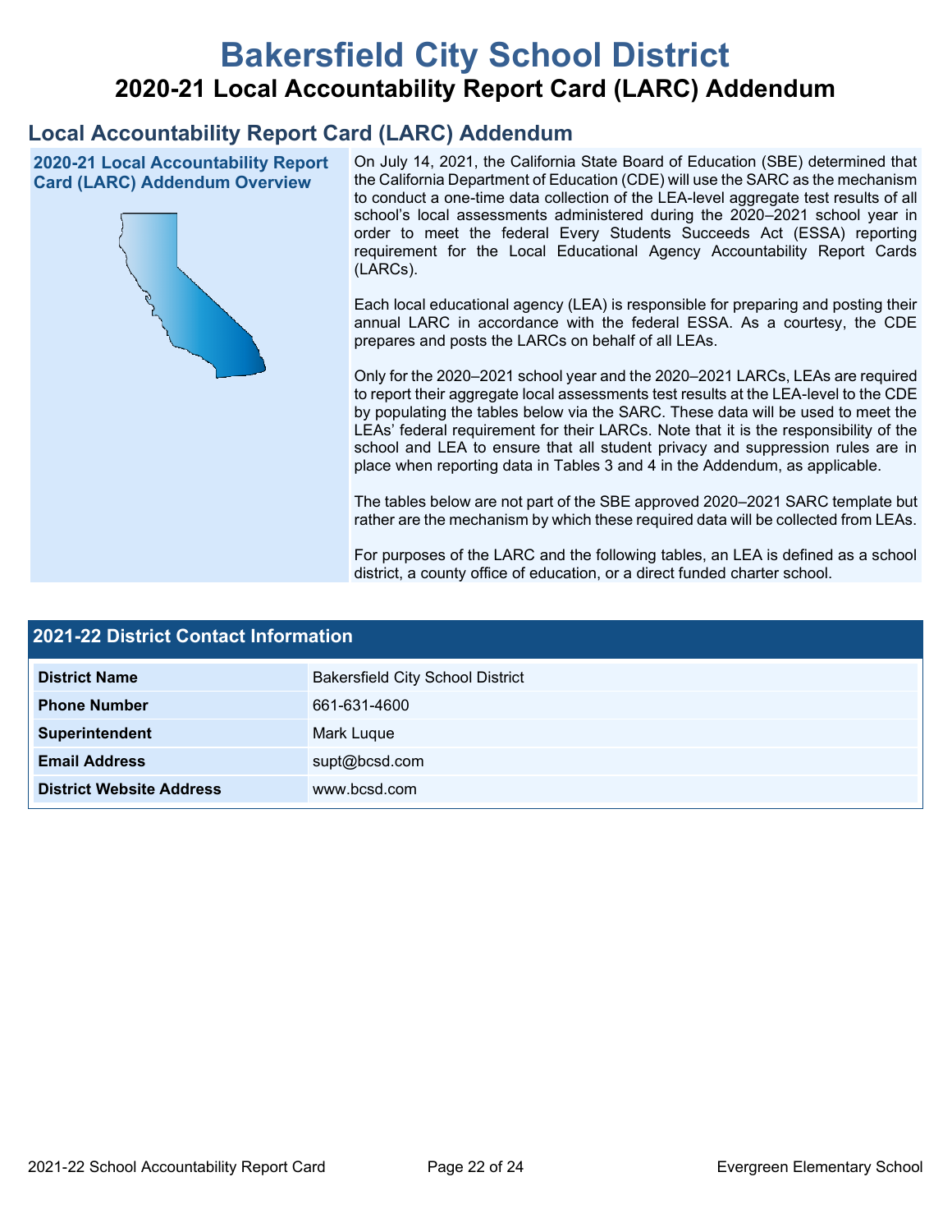# Bakersfield City School District

## 2020-21 Local Accountability Report Card (LARC) Addendum

## Local Accountability Report Card (LARC) Addendum

### 2020-21 Local Accountability Report Card (LARC) Addendum Overview

On July 14, 2021, the California State Board of Education (SBE) determined that the California Department of Education (CDE) will use the SARC as the mechanism to conduct a one-time data collection of the LEA-level aggregate test results of all school's local assessments administered during the 2020–2021 school year in order to meet the federal Every Students Succeeds Act (ESSA) reporting requirement for the Local Educational Agency Accountability Report Cards (LARCs).

Each local educational agency (LEA) is responsible for preparing and posting their annual LARC in accordance with the federal ESSA. As a courtesy, the CDE prepares and posts the LARCs on behalf of all LEAs.

Only for the 2020–2021 school year and the 2020–2021 LARCs, LEAs are required to report their aggregate local assessments test results at the LEA-level to the CDE by populating the tables below via the SARC. These data will be used to meet the LEAs' federal requirement for their LARCs. Note that it is the responsibility of the school and LEA to ensure that all student privacy and suppression rules are in place when reporting data in Tables 3 and 4 in the Addendum, as applicable.

The tables below are not part of the SBE approved 2020–2021 SARC template but rather are the mechanism by which these required data will be collected from LEAs.

For purposes of the LARC and the following tables, an LEA is defined as a school district, a county office of education, or a direct funded charter school.

### 2021-22 District Contact Information

| | |
|---|---|
| **District Name** | Bakersfield City School District |
| **Phone Number** | 661-631-4600 |
| **Superintendent** | Mark Luque |
| **Email Address** | supt@bcsd.com |
| **District Website Address** | www.bcsd.com |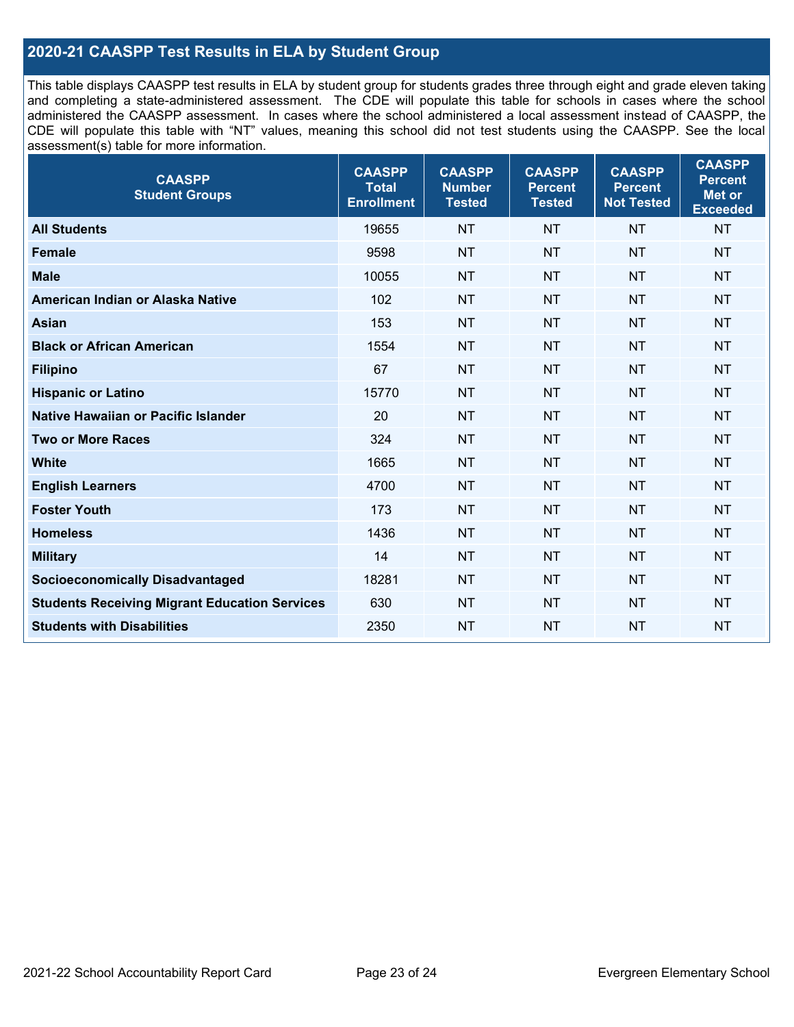## 2020-21 CAASPP Test Results in ELA by Student Group

This table displays CAASPP test results in ELA by student group for students grades three through eight and grade eleven taking and completing a state-administered assessment. The CDE will populate this table for schools in cases where the school administered the CAASPP assessment. In cases where the school administered a local assessment instead of CAASPP, the CDE will populate this table with "NT" values, meaning this school did not test students using the CAASPP. See the local assessment(s) table for more information.

| CAASPP Student Groups | CAASPP Total Enrollment | CAASPP Number Tested | CAASPP Percent Tested | CAASPP Percent Not Tested | CAASPP Percent Met or Exceeded |
|---|---|---|---|---|---|
| **All Students** | 19655 | NT | NT | NT | NT |
| **Female** | 9598 | NT | NT | NT | NT |
| **Male** | 10055 | NT | NT | NT | NT |
| **American Indian or Alaska Native** | 102 | NT | NT | NT | NT |
| **Asian** | 153 | NT | NT | NT | NT |
| **Black or African American** | 1554 | NT | NT | NT | NT |
| **Filipino** | 67 | NT | NT | NT | NT |
| **Hispanic or Latino** | 15770 | NT | NT | NT | NT |
| **Native Hawaiian or Pacific Islander** | 20 | NT | NT | NT | NT |
| **Two or More Races** | 324 | NT | NT | NT | NT |
| **White** | 1665 | NT | NT | NT | NT |
| **English Learners** | 4700 | NT | NT | NT | NT |
| **Foster Youth** | 173 | NT | NT | NT | NT |
| **Homeless** | 1436 | NT | NT | NT | NT |
| **Military** | 14 | NT | NT | NT | NT |
| **Socioeconomically Disadvantaged** | 18281 | NT | NT | NT | NT |
| **Students Receiving Migrant Education Services** | 630 | NT | NT | NT | NT |
| **Students with Disabilities** | 2350 | NT | NT | NT | NT |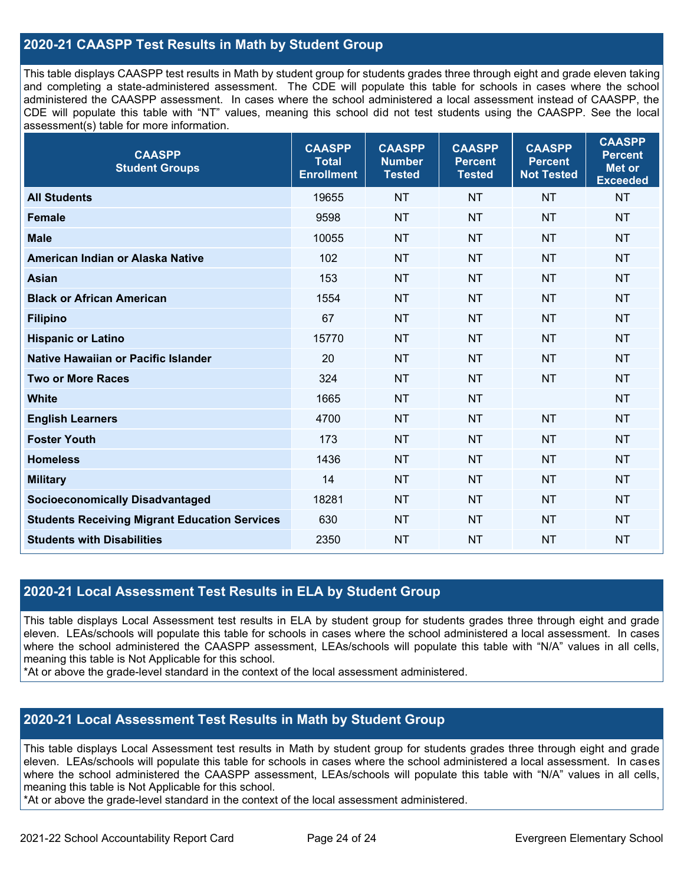## 2020-21 CAASPP Test Results in Math by Student Group

This table displays CAASPP test results in Math by student group for students grades three through eight and grade eleven taking and completing a state-administered assessment. The CDE will populate this table for schools in cases where the school administered the CAASPP assessment. In cases where the school administered a local assessment instead of CAASPP, the CDE will populate this table with "NT" values, meaning this school did not test students using the CAASPP. See the local assessment(s) table for more information.

| CAASPP Student Groups | CAASPP Total Enrollment | CAASPP Number Tested | CAASPP Percent Tested | CAASPP Percent Not Tested | CAASPP Percent Met or Exceeded |
|---|---|---|---|---|---|
| **All Students** | 19655 | NT | NT | NT | NT |
| **Female** | 9598 | NT | NT | NT | NT |
| **Male** | 10055 | NT | NT | NT | NT |
| **American Indian or Alaska Native** | 102 | NT | NT | NT | NT |
| **Asian** | 153 | NT | NT | NT | NT |
| **Black or African American** | 1554 | NT | NT | NT | NT |
| **Filipino** | 67 | NT | NT | NT | NT |
| **Hispanic or Latino** | 15770 | NT | NT | NT | NT |
| **Native Hawaiian or Pacific Islander** | 20 | NT | NT | NT | NT |
| **Two or More Races** | 324 | NT | NT | NT | NT |
| **White** | 1665 | NT | NT | | NT |
| **English Learners** | 4700 | NT | NT | NT | NT |
| **Foster Youth** | 173 | NT | NT | NT | NT |
| **Homeless** | 1436 | NT | NT | NT | NT |
| **Military** | 14 | NT | NT | NT | NT |
| **Socioeconomically Disadvantaged** | 18281 | NT | NT | NT | NT |
| **Students Receiving Migrant Education Services** | 630 | NT | NT | NT | NT |
| **Students with Disabilities** | 2350 | NT | NT | NT | NT |

## 2020-21 Local Assessment Test Results in ELA by Student Group

This table displays Local Assessment test results in ELA by student group for students grades three through eight and grade eleven. LEAs/schools will populate this table for schools in cases where the school administered a local assessment. In cases where the school administered the CAASPP assessment, LEAs/schools will populate this table with "N/A" values in all cells, meaning this table is Not Applicable for this school.

*At or above the grade-level standard in the context of the local assessment administered.

## 2020-21 Local Assessment Test Results in Math by Student Group

This table displays Local Assessment test results in Math by student group for students grades three through eight and grade eleven. LEAs/schools will populate this table for schools in cases where the school administered a local assessment. In cases where the school administered the CAASPP assessment, LEAs/schools will populate this table with "N/A" values in all cells, meaning this table is Not Applicable for this school.

*At or above the grade-level standard in the context of the local assessment administered.